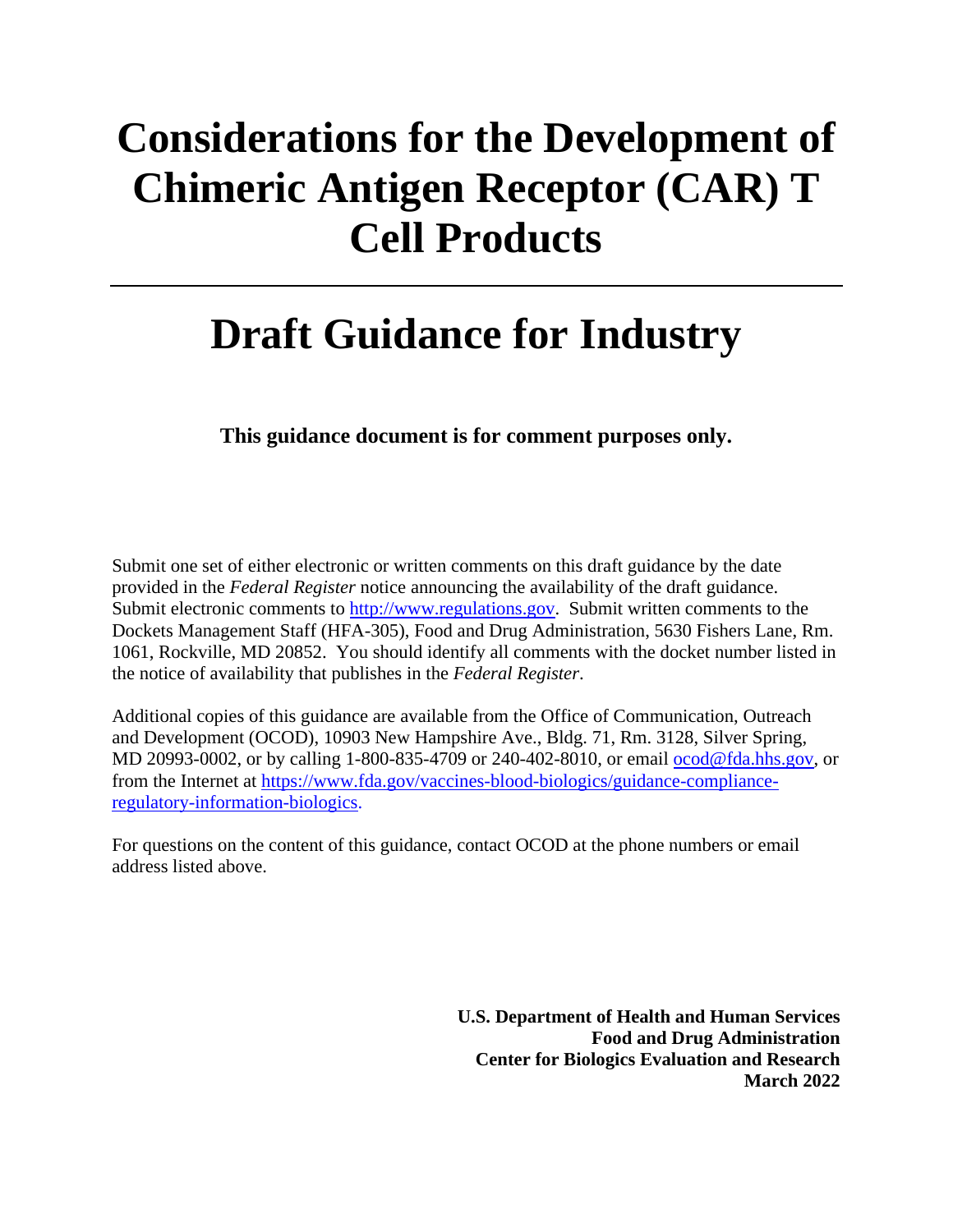# Considerations for the Development of Chimeric Antigen Receptor (CAR) T Cell Products

---

# Draft Guidance for Industry

**This guidance document is for comment purposes only.**

Submit one set of either electronic or written comments on this draft guidance by the date provided in the *Federal Register* notice announcing the availability of the draft guidance. Submit electronic comments to http://www.regulations.gov. Submit written comments to the Dockets Management Staff (HFA-305), Food and Drug Administration, 5630 Fishers Lane, Rm. 1061, Rockville, MD 20852. You should identify all comments with the docket number listed in the notice of availability that publishes in the *Federal Register*.

Additional copies of this guidance are available from the Office of Communication, Outreach and Development (OCOD), 10903 New Hampshire Ave., Bldg. 71, Rm. 3128, Silver Spring, MD 20993-0002, or by calling 1-800-835-4709 or 240-402-8010, or email ocod@fda.hhs.gov, or from the Internet at https://www.fda.gov/vaccines-blood-biologics/guidance-compliance-regulatory-information-biologics.

For questions on the content of this guidance, contact OCOD at the phone numbers or email address listed above.

**U.S. Department of Health and Human Services**
**Food and Drug Administration**
**Center for Biologics Evaluation and Research**
**March 2022**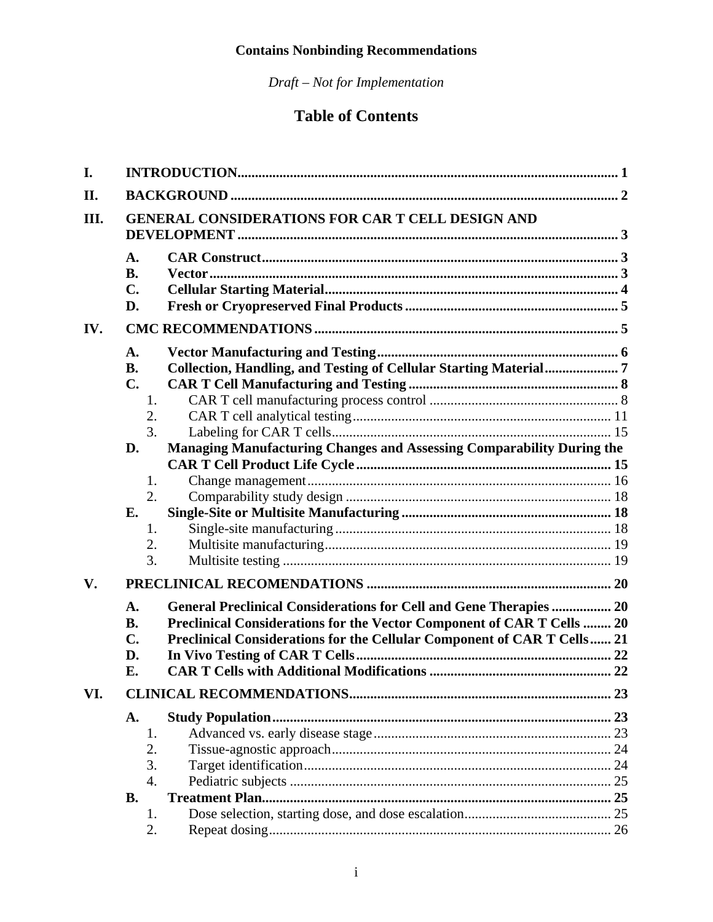**Contains Nonbinding Recommendations**

*Draft – Not for Implementation*

# Table of Contents

**I. INTRODUCTION** ..... 1

**II. BACKGROUND** ..... 2

**III. GENERAL CONSIDERATIONS FOR CAR T CELL DESIGN AND DEVELOPMENT** ..... 3

- **A. CAR Construct** ..... 3
- **B. Vector** ..... 3
- **C. Cellular Starting Material** ..... 4
- **D. Fresh or Cryopreserved Final Products** ..... 5

**IV. CMC RECOMMENDATIONS** ..... 5

- **A. Vector Manufacturing and Testing** ..... 6
- **B. Collection, Handling, and Testing of Cellular Starting Material** ..... 7
- **C. CAR T Cell Manufacturing and Testing** ..... 8
  1. CAR T cell manufacturing process control ..... 8
  2. CAR T cell analytical testing ..... 11
  3. Labeling for CAR T cells ..... 15
- **D. Managing Manufacturing Changes and Assessing Comparability During the CAR T Cell Product Life Cycle** ..... 15
  1. Change management ..... 16
  2. Comparability study design ..... 18
- **E. Single-Site or Multisite Manufacturing** ..... 18
  1. Single-site manufacturing ..... 18
  2. Multisite manufacturing ..... 19
  3. Multisite testing ..... 19

**V. PRECLINICAL RECOMENDATIONS** ..... 20

- **A. General Preclinical Considerations for Cell and Gene Therapies** ..... 20
- **B. Preclinical Considerations for the Vector Component of CAR T Cells** ..... 20
- **C. Preclinical Considerations for the Cellular Component of CAR T Cells** ..... 21
- **D. In Vivo Testing of CAR T Cells** ..... 22
- **E. CAR T Cells with Additional Modifications** ..... 22

**VI. CLINICAL RECOMMENDATIONS** ..... 23

- **A. Study Population** ..... 23
  1. Advanced vs. early disease stage ..... 23
  2. Tissue-agnostic approach ..... 24
  3. Target identification ..... 24
  4. Pediatric subjects ..... 25
- **B. Treatment Plan** ..... 25
  1. Dose selection, starting dose, and dose escalation ..... 25
  2. Repeat dosing ..... 26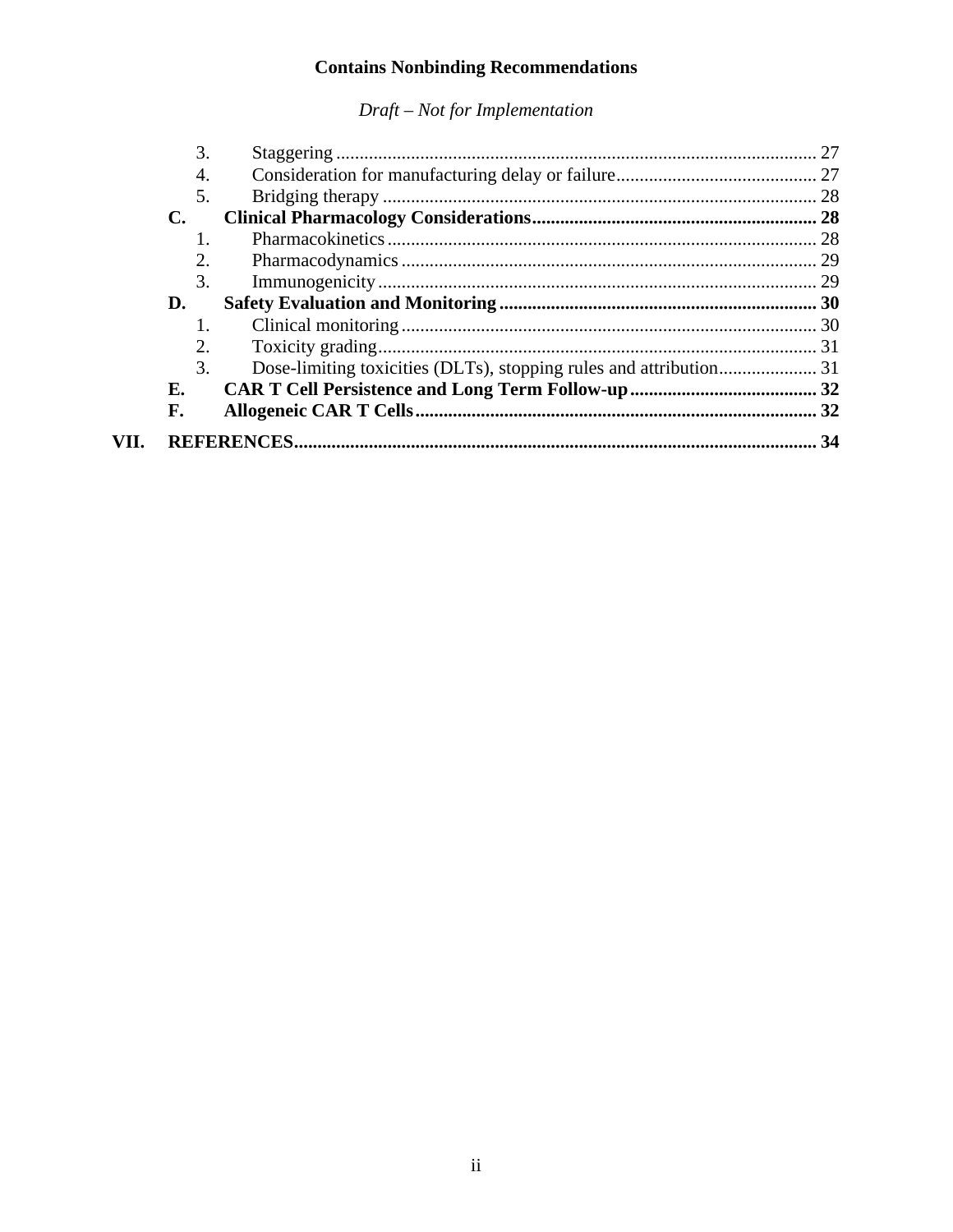3. Staggering ... 27
4. Consideration for manufacturing delay or failure ... 27
5. Bridging therapy ... 28

**C. Clinical Pharmacology Considerations ... 28**

1. Pharmacokinetics ... 28
2. Pharmacodynamics ... 29
3. Immunogenicity ... 29

**D. Safety Evaluation and Monitoring ... 30**

1. Clinical monitoring ... 30
2. Toxicity grading ... 31
3. Dose-limiting toxicities (DLTs), stopping rules and attribution ... 31

**E. CAR T Cell Persistence and Long Term Follow-up ... 32**

**F. Allogeneic CAR T Cells ... 32**

**VII. REFERENCES ... 34**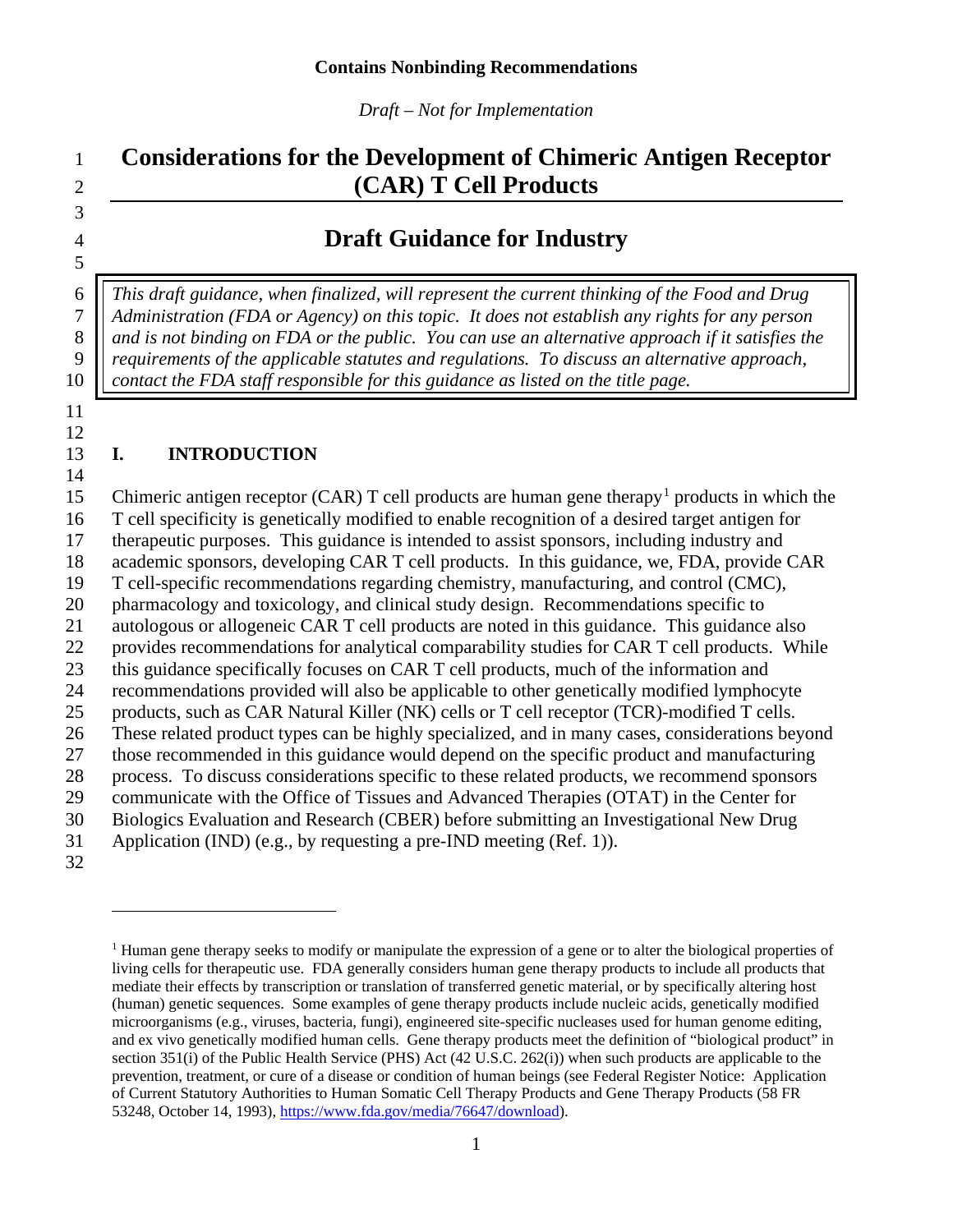**Contains Nonbinding Recommendations**

*Draft – Not for Implementation*

# Considerations for the Development of Chimeric Antigen Receptor (CAR) T Cell Products

## Draft Guidance for Industry

*This draft guidance, when finalized, will represent the current thinking of the Food and Drug Administration (FDA or Agency) on this topic. It does not establish any rights for any person and is not binding on FDA or the public. You can use an alternative approach if it satisfies the requirements of the applicable statutes and regulations. To discuss an alternative approach, contact the FDA staff responsible for this guidance as listed on the title page.*

## I. INTRODUCTION

Chimeric antigen receptor (CAR) T cell products are human gene therapy[1] products in which the T cell specificity is genetically modified to enable recognition of a desired target antigen for therapeutic purposes. This guidance is intended to assist sponsors, including industry and academic sponsors, developing CAR T cell products. In this guidance, we, FDA, provide CAR T cell-specific recommendations regarding chemistry, manufacturing, and control (CMC), pharmacology and toxicology, and clinical study design. Recommendations specific to autologous or allogeneic CAR T cell products are noted in this guidance. This guidance also provides recommendations for analytical comparability studies for CAR T cell products. While this guidance specifically focuses on CAR T cell products, much of the information and recommendations provided will also be applicable to other genetically modified lymphocyte products, such as CAR Natural Killer (NK) cells or T cell receptor (TCR)-modified T cells. These related product types can be highly specialized, and in many cases, considerations beyond those recommended in this guidance would depend on the specific product and manufacturing process. To discuss considerations specific to these related products, we recommend sponsors communicate with the Office of Tissues and Advanced Therapies (OTAT) in the Center for Biologics Evaluation and Research (CBER) before submitting an Investigational New Drug Application (IND) (e.g., by requesting a pre-IND meeting (Ref. 1)).

---

[1] Human gene therapy seeks to modify or manipulate the expression of a gene or to alter the biological properties of living cells for therapeutic use. FDA generally considers human gene therapy products to include all products that mediate their effects by transcription or translation of transferred genetic material, or by specifically altering host (human) genetic sequences. Some examples of gene therapy products include nucleic acids, genetically modified microorganisms (e.g., viruses, bacteria, fungi), engineered site-specific nucleases used for human genome editing, and ex vivo genetically modified human cells. Gene therapy products meet the definition of "biological product" in section 351(i) of the Public Health Service (PHS) Act (42 U.S.C. 262(i)) when such products are applicable to the prevention, treatment, or cure of a disease or condition of human beings (see Federal Register Notice: Application of Current Statutory Authorities to Human Somatic Cell Therapy Products and Gene Therapy Products (58 FR 53248, October 14, 1993), https://www.fda.gov/media/76647/download).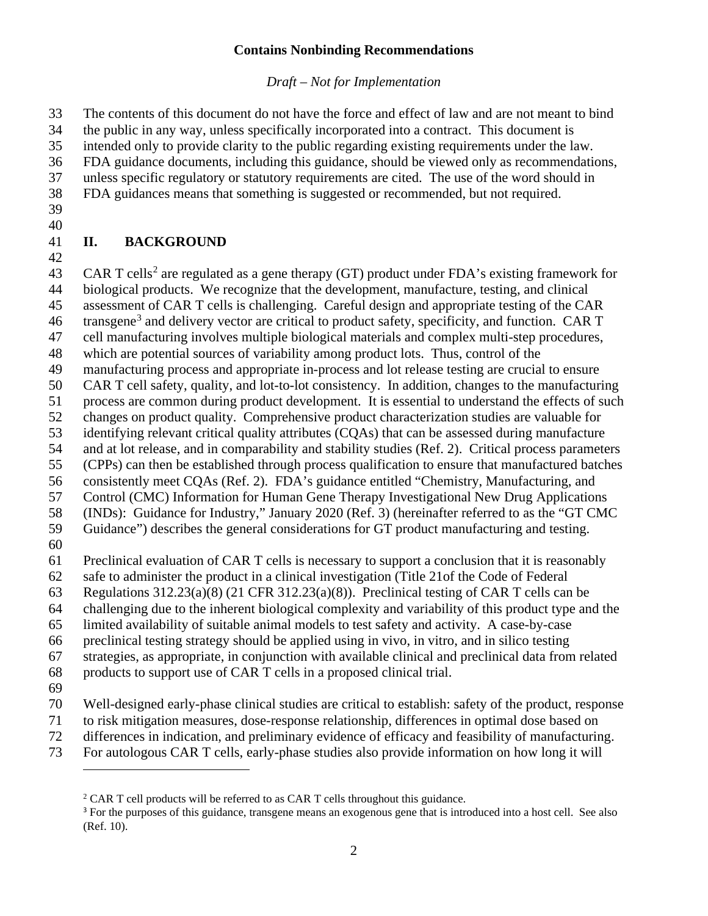The contents of this document do not have the force and effect of law and are not meant to bind the public in any way, unless specifically incorporated into a contract. This document is intended only to provide clarity to the public regarding existing requirements under the law. FDA guidance documents, including this guidance, should be viewed only as recommendations, unless specific regulatory or statutory requirements are cited. The use of the word should in FDA guidances means that something is suggested or recommended, but not required.

## II. BACKGROUND

CAR T cells[2] are regulated as a gene therapy (GT) product under FDA's existing framework for biological products. We recognize that the development, manufacture, testing, and clinical assessment of CAR T cells is challenging. Careful design and appropriate testing of the CAR transgene[3] and delivery vector are critical to product safety, specificity, and function. CAR T cell manufacturing involves multiple biological materials and complex multi-step procedures, which are potential sources of variability among product lots. Thus, control of the manufacturing process and appropriate in-process and lot release testing are crucial to ensure CAR T cell safety, quality, and lot-to-lot consistency. In addition, changes to the manufacturing process are common during product development. It is essential to understand the effects of such changes on product quality. Comprehensive product characterization studies are valuable for identifying relevant critical quality attributes (CQAs) that can be assessed during manufacture and at lot release, and in comparability and stability studies (Ref. 2). Critical process parameters (CPPs) can then be established through process qualification to ensure that manufactured batches consistently meet CQAs (Ref. 2). FDA's guidance entitled "Chemistry, Manufacturing, and Control (CMC) Information for Human Gene Therapy Investigational New Drug Applications (INDs): Guidance for Industry," January 2020 (Ref. 3) (hereinafter referred to as the "GT CMC Guidance") describes the general considerations for GT product manufacturing and testing.

Preclinical evaluation of CAR T cells is necessary to support a conclusion that it is reasonably safe to administer the product in a clinical investigation (Title 21of the Code of Federal Regulations 312.23(a)(8) (21 CFR 312.23(a)(8)). Preclinical testing of CAR T cells can be challenging due to the inherent biological complexity and variability of this product type and the limited availability of suitable animal models to test safety and activity. A case-by-case preclinical testing strategy should be applied using in vivo, in vitro, and in silico testing strategies, as appropriate, in conjunction with available clinical and preclinical data from related products to support use of CAR T cells in a proposed clinical trial.

Well-designed early-phase clinical studies are critical to establish: safety of the product, response to risk mitigation measures, dose-response relationship, differences in optimal dose based on differences in indication, and preliminary evidence of efficacy and feasibility of manufacturing. For autologous CAR T cells, early-phase studies also provide information on how long it will

[2] CAR T cell products will be referred to as CAR T cells throughout this guidance.

[3] For the purposes of this guidance, transgene means an exogenous gene that is introduced into a host cell. See also (Ref. 10).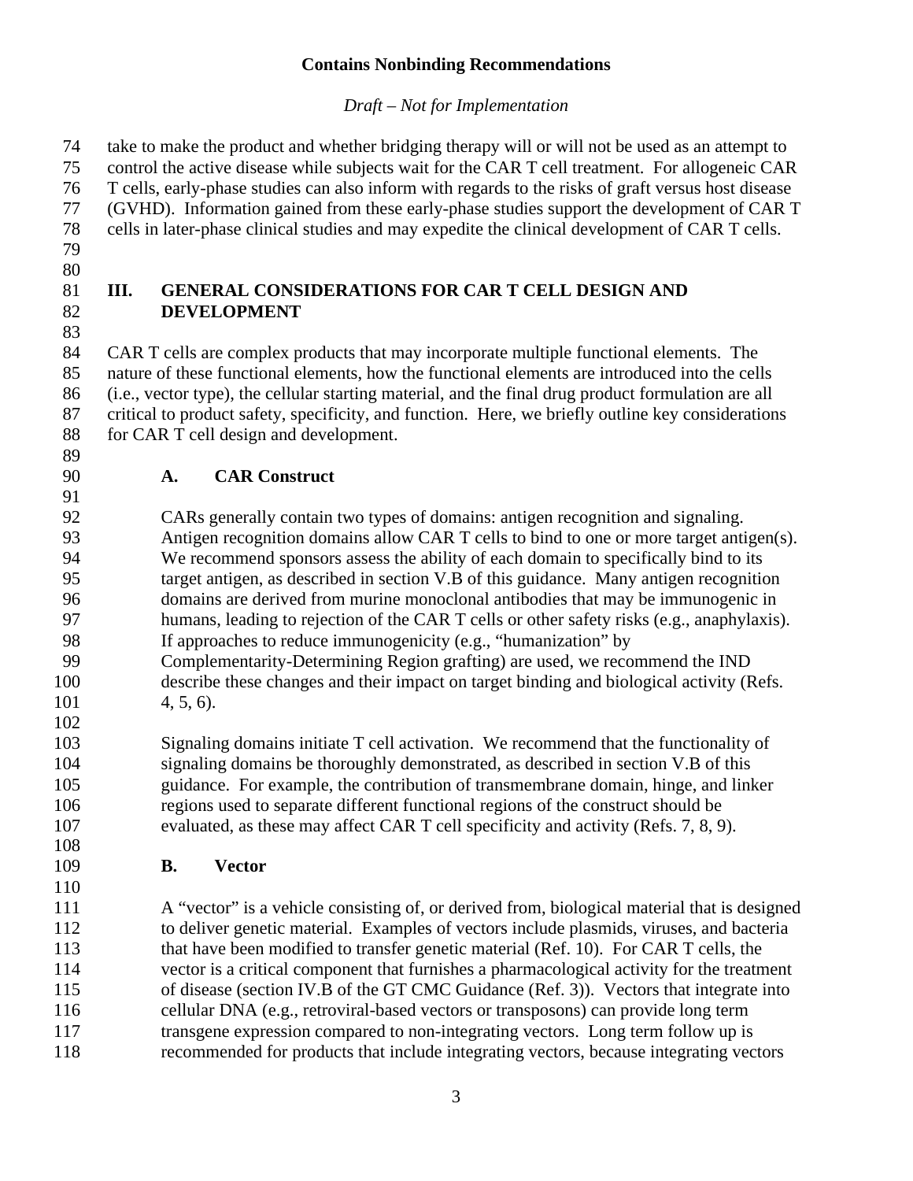take to make the product and whether bridging therapy will or will not be used as an attempt to control the active disease while subjects wait for the CAR T cell treatment. For allogeneic CAR T cells, early-phase studies can also inform with regards to the risks of graft versus host disease (GVHD). Information gained from these early-phase studies support the development of CAR T cells in later-phase clinical studies and may expedite the clinical development of CAR T cells.

## III. GENERAL CONSIDERATIONS FOR CAR T CELL DESIGN AND DEVELOPMENT

CAR T cells are complex products that may incorporate multiple functional elements. The nature of these functional elements, how the functional elements are introduced into the cells (i.e., vector type), the cellular starting material, and the final drug product formulation are all critical to product safety, specificity, and function. Here, we briefly outline key considerations for CAR T cell design and development.

### A. CAR Construct

CARs generally contain two types of domains: antigen recognition and signaling. Antigen recognition domains allow CAR T cells to bind to one or more target antigen(s). We recommend sponsors assess the ability of each domain to specifically bind to its target antigen, as described in section V.B of this guidance. Many antigen recognition domains are derived from murine monoclonal antibodies that may be immunogenic in humans, leading to rejection of the CAR T cells or other safety risks (e.g., anaphylaxis). If approaches to reduce immunogenicity (e.g., "humanization" by Complementarity-Determining Region grafting) are used, we recommend the IND describe these changes and their impact on target binding and biological activity (Refs. 4, 5, 6).

Signaling domains initiate T cell activation. We recommend that the functionality of signaling domains be thoroughly demonstrated, as described in section V.B of this guidance. For example, the contribution of transmembrane domain, hinge, and linker regions used to separate different functional regions of the construct should be evaluated, as these may affect CAR T cell specificity and activity (Refs. 7, 8, 9).

### B. Vector

A "vector" is a vehicle consisting of, or derived from, biological material that is designed to deliver genetic material. Examples of vectors include plasmids, viruses, and bacteria that have been modified to transfer genetic material (Ref. 10). For CAR T cells, the vector is a critical component that furnishes a pharmacological activity for the treatment of disease (section IV.B of the GT CMC Guidance (Ref. 3)). Vectors that integrate into cellular DNA (e.g., retroviral-based vectors or transposons) can provide long term transgene expression compared to non-integrating vectors. Long term follow up is recommended for products that include integrating vectors, because integrating vectors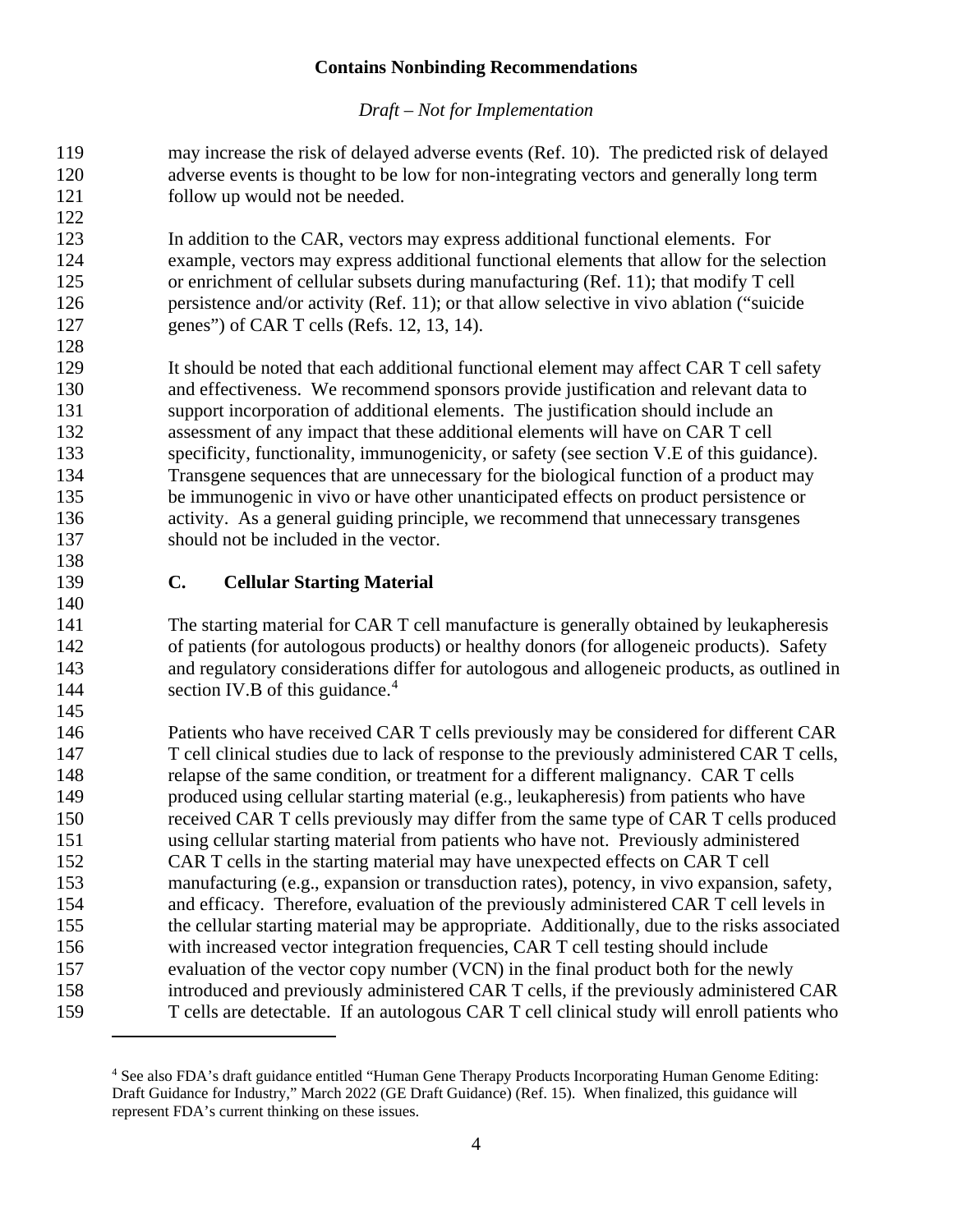may increase the risk of delayed adverse events (Ref. 10). The predicted risk of delayed adverse events is thought to be low for non-integrating vectors and generally long term follow up would not be needed.

In addition to the CAR, vectors may express additional functional elements. For example, vectors may express additional functional elements that allow for the selection or enrichment of cellular subsets during manufacturing (Ref. 11); that modify T cell persistence and/or activity (Ref. 11); or that allow selective in vivo ablation ("suicide genes") of CAR T cells (Refs. 12, 13, 14).

It should be noted that each additional functional element may affect CAR T cell safety and effectiveness. We recommend sponsors provide justification and relevant data to support incorporation of additional elements. The justification should include an assessment of any impact that these additional elements will have on CAR T cell specificity, functionality, immunogenicity, or safety (see section V.E of this guidance). Transgene sequences that are unnecessary for the biological function of a product may be immunogenic in vivo or have other unanticipated effects on product persistence or activity. As a general guiding principle, we recommend that unnecessary transgenes should not be included in the vector.

### C. Cellular Starting Material

The starting material for CAR T cell manufacture is generally obtained by leukapheresis of patients (for autologous products) or healthy donors (for allogeneic products). Safety and regulatory considerations differ for autologous and allogeneic products, as outlined in section IV.B of this guidance.[4]

Patients who have received CAR T cells previously may be considered for different CAR T cell clinical studies due to lack of response to the previously administered CAR T cells, relapse of the same condition, or treatment for a different malignancy. CAR T cells produced using cellular starting material (e.g., leukapheresis) from patients who have received CAR T cells previously may differ from the same type of CAR T cells produced using cellular starting material from patients who have not. Previously administered CAR T cells in the starting material may have unexpected effects on CAR T cell manufacturing (e.g., expansion or transduction rates), potency, in vivo expansion, safety, and efficacy. Therefore, evaluation of the previously administered CAR T cell levels in the cellular starting material may be appropriate. Additionally, due to the risks associated with increased vector integration frequencies, CAR T cell testing should include evaluation of the vector copy number (VCN) in the final product both for the newly introduced and previously administered CAR T cells, if the previously administered CAR T cells are detectable. If an autologous CAR T cell clinical study will enroll patients who

[4] See also FDA's draft guidance entitled "Human Gene Therapy Products Incorporating Human Genome Editing: Draft Guidance for Industry," March 2022 (GE Draft Guidance) (Ref. 15). When finalized, this guidance will represent FDA's current thinking on these issues.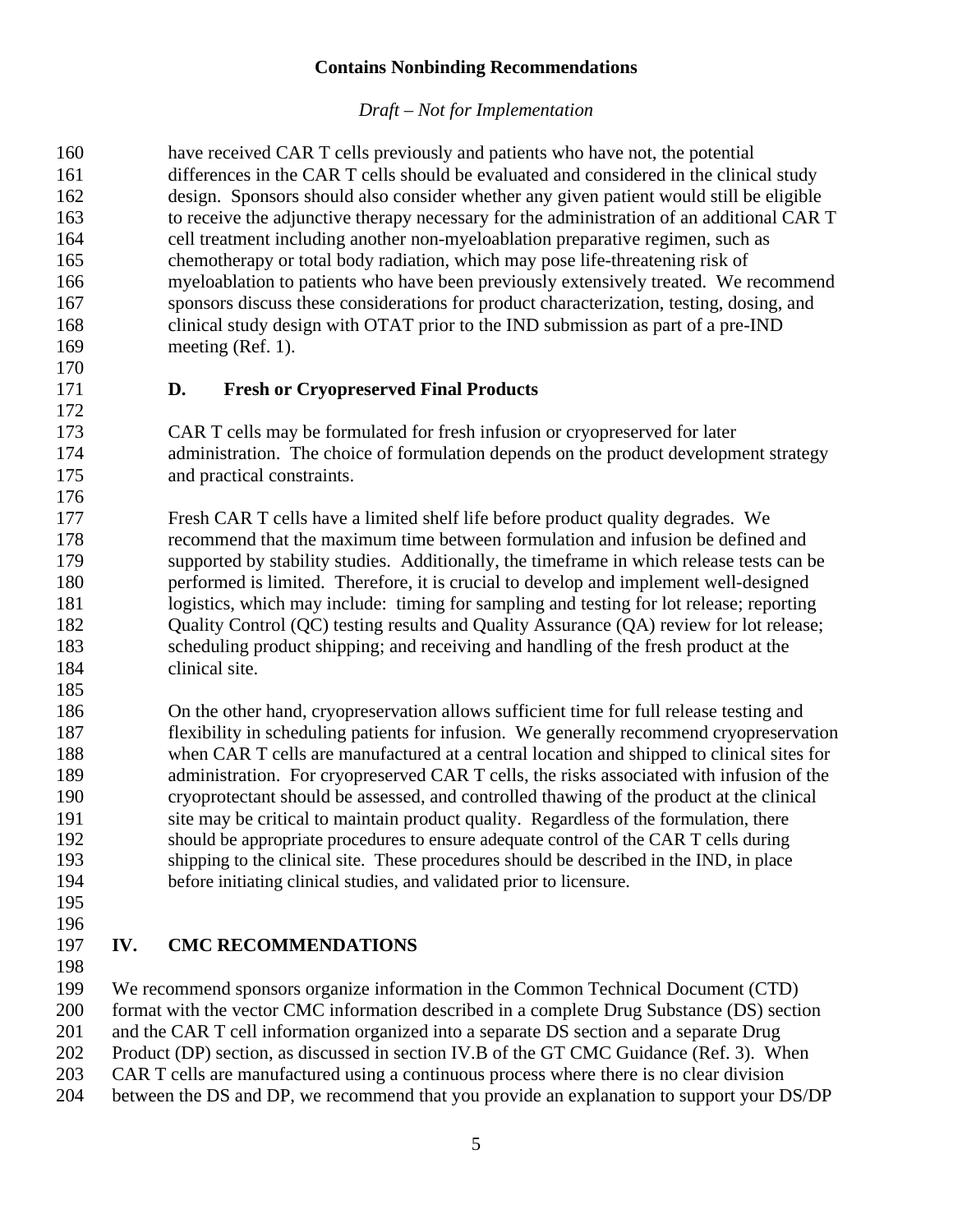have received CAR T cells previously and patients who have not, the potential differences in the CAR T cells should be evaluated and considered in the clinical study design. Sponsors should also consider whether any given patient would still be eligible to receive the adjunctive therapy necessary for the administration of an additional CAR T cell treatment including another non-myeloablation preparative regimen, such as chemotherapy or total body radiation, which may pose life-threatening risk of myeloablation to patients who have been previously extensively treated. We recommend sponsors discuss these considerations for product characterization, testing, dosing, and clinical study design with OTAT prior to the IND submission as part of a pre-IND meeting (Ref. 1).

### D. Fresh or Cryopreserved Final Products

CAR T cells may be formulated for fresh infusion or cryopreserved for later administration. The choice of formulation depends on the product development strategy and practical constraints.

Fresh CAR T cells have a limited shelf life before product quality degrades. We recommend that the maximum time between formulation and infusion be defined and supported by stability studies. Additionally, the timeframe in which release tests can be performed is limited. Therefore, it is crucial to develop and implement well-designed logistics, which may include: timing for sampling and testing for lot release; reporting Quality Control (QC) testing results and Quality Assurance (QA) review for lot release; scheduling product shipping; and receiving and handling of the fresh product at the clinical site.

On the other hand, cryopreservation allows sufficient time for full release testing and flexibility in scheduling patients for infusion. We generally recommend cryopreservation when CAR T cells are manufactured at a central location and shipped to clinical sites for administration. For cryopreserved CAR T cells, the risks associated with infusion of the cryoprotectant should be assessed, and controlled thawing of the product at the clinical site may be critical to maintain product quality. Regardless of the formulation, there should be appropriate procedures to ensure adequate control of the CAR T cells during shipping to the clinical site. These procedures should be described in the IND, in place before initiating clinical studies, and validated prior to licensure.

## IV. CMC RECOMMENDATIONS

We recommend sponsors organize information in the Common Technical Document (CTD) format with the vector CMC information described in a complete Drug Substance (DS) section and the CAR T cell information organized into a separate DS section and a separate Drug Product (DP) section, as discussed in section IV.B of the GT CMC Guidance (Ref. 3). When CAR T cells are manufactured using a continuous process where there is no clear division between the DS and DP, we recommend that you provide an explanation to support your DS/DP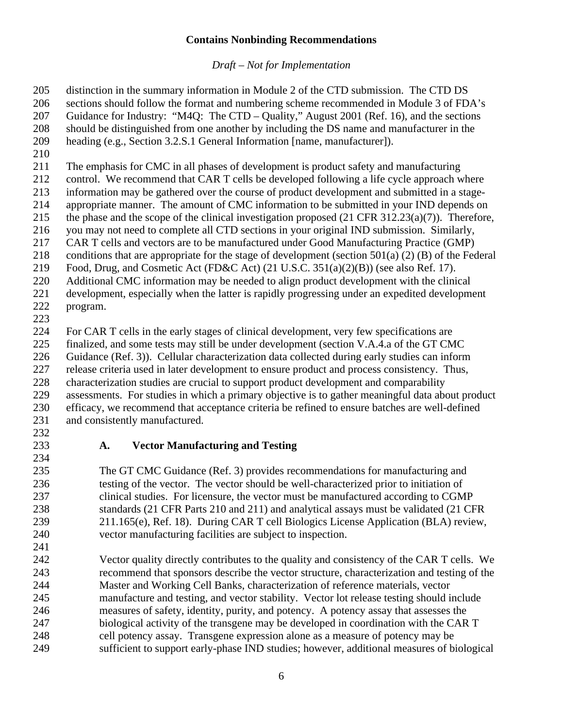distinction in the summary information in Module 2 of the CTD submission. The CTD DS sections should follow the format and numbering scheme recommended in Module 3 of FDA's Guidance for Industry: "M4Q: The CTD – Quality," August 2001 (Ref. 16), and the sections should be distinguished from one another by including the DS name and manufacturer in the heading (e.g., Section 3.2.S.1 General Information [name, manufacturer]).

The emphasis for CMC in all phases of development is product safety and manufacturing control. We recommend that CAR T cells be developed following a life cycle approach where information may be gathered over the course of product development and submitted in a stage-appropriate manner. The amount of CMC information to be submitted in your IND depends on the phase and the scope of the clinical investigation proposed (21 CFR 312.23(a)(7)). Therefore, you may not need to complete all CTD sections in your original IND submission. Similarly, CAR T cells and vectors are to be manufactured under Good Manufacturing Practice (GMP) conditions that are appropriate for the stage of development (section 501(a) (2) (B) of the Federal Food, Drug, and Cosmetic Act (FD&C Act) (21 U.S.C. 351(a)(2)(B)) (see also Ref. 17). Additional CMC information may be needed to align product development with the clinical development, especially when the latter is rapidly progressing under an expedited development program.

For CAR T cells in the early stages of clinical development, very few specifications are finalized, and some tests may still be under development (section V.A.4.a of the GT CMC Guidance (Ref. 3)). Cellular characterization data collected during early studies can inform release criteria used in later development to ensure product and process consistency. Thus, characterization studies are crucial to support product development and comparability assessments. For studies in which a primary objective is to gather meaningful data about product efficacy, we recommend that acceptance criteria be refined to ensure batches are well-defined and consistently manufactured.

### A. Vector Manufacturing and Testing

The GT CMC Guidance (Ref. 3) provides recommendations for manufacturing and testing of the vector. The vector should be well-characterized prior to initiation of clinical studies. For licensure, the vector must be manufactured according to CGMP standards (21 CFR Parts 210 and 211) and analytical assays must be validated (21 CFR 211.165(e), Ref. 18). During CAR T cell Biologics License Application (BLA) review, vector manufacturing facilities are subject to inspection.

Vector quality directly contributes to the quality and consistency of the CAR T cells. We recommend that sponsors describe the vector structure, characterization and testing of the Master and Working Cell Banks, characterization of reference materials, vector manufacture and testing, and vector stability. Vector lot release testing should include measures of safety, identity, purity, and potency. A potency assay that assesses the biological activity of the transgene may be developed in coordination with the CAR T cell potency assay. Transgene expression alone as a measure of potency may be sufficient to support early-phase IND studies; however, additional measures of biological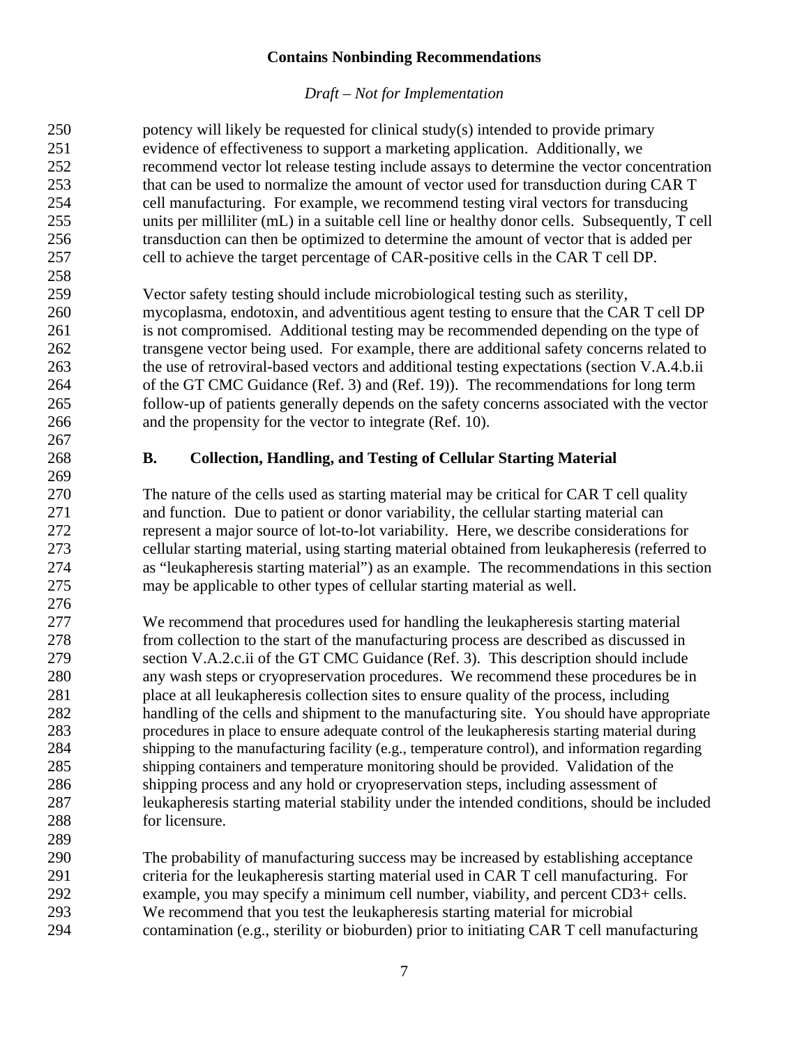potency will likely be requested for clinical study(s) intended to provide primary evidence of effectiveness to support a marketing application. Additionally, we recommend vector lot release testing include assays to determine the vector concentration that can be used to normalize the amount of vector used for transduction during CAR T cell manufacturing. For example, we recommend testing viral vectors for transducing units per milliliter (mL) in a suitable cell line or healthy donor cells. Subsequently, T cell transduction can then be optimized to determine the amount of vector that is added per cell to achieve the target percentage of CAR-positive cells in the CAR T cell DP.

Vector safety testing should include microbiological testing such as sterility, mycoplasma, endotoxin, and adventitious agent testing to ensure that the CAR T cell DP is not compromised. Additional testing may be recommended depending on the type of transgene vector being used. For example, there are additional safety concerns related to the use of retroviral-based vectors and additional testing expectations (section V.A.4.b.ii of the GT CMC Guidance (Ref. 3) and (Ref. 19)). The recommendations for long term follow-up of patients generally depends on the safety concerns associated with the vector and the propensity for the vector to integrate (Ref. 10).

### B. Collection, Handling, and Testing of Cellular Starting Material

The nature of the cells used as starting material may be critical for CAR T cell quality and function. Due to patient or donor variability, the cellular starting material can represent a major source of lot-to-lot variability. Here, we describe considerations for cellular starting material, using starting material obtained from leukapheresis (referred to as "leukapheresis starting material") as an example. The recommendations in this section may be applicable to other types of cellular starting material as well.

We recommend that procedures used for handling the leukapheresis starting material from collection to the start of the manufacturing process are described as discussed in section V.A.2.c.ii of the GT CMC Guidance (Ref. 3). This description should include any wash steps or cryopreservation procedures. We recommend these procedures be in place at all leukapheresis collection sites to ensure quality of the process, including handling of the cells and shipment to the manufacturing site. You should have appropriate procedures in place to ensure adequate control of the leukapheresis starting material during shipping to the manufacturing facility (e.g., temperature control), and information regarding shipping containers and temperature monitoring should be provided. Validation of the shipping process and any hold or cryopreservation steps, including assessment of leukapheresis starting material stability under the intended conditions, should be included for licensure.

The probability of manufacturing success may be increased by establishing acceptance criteria for the leukapheresis starting material used in CAR T cell manufacturing. For example, you may specify a minimum cell number, viability, and percent CD3+ cells. We recommend that you test the leukapheresis starting material for microbial contamination (e.g., sterility or bioburden) prior to initiating CAR T cell manufacturing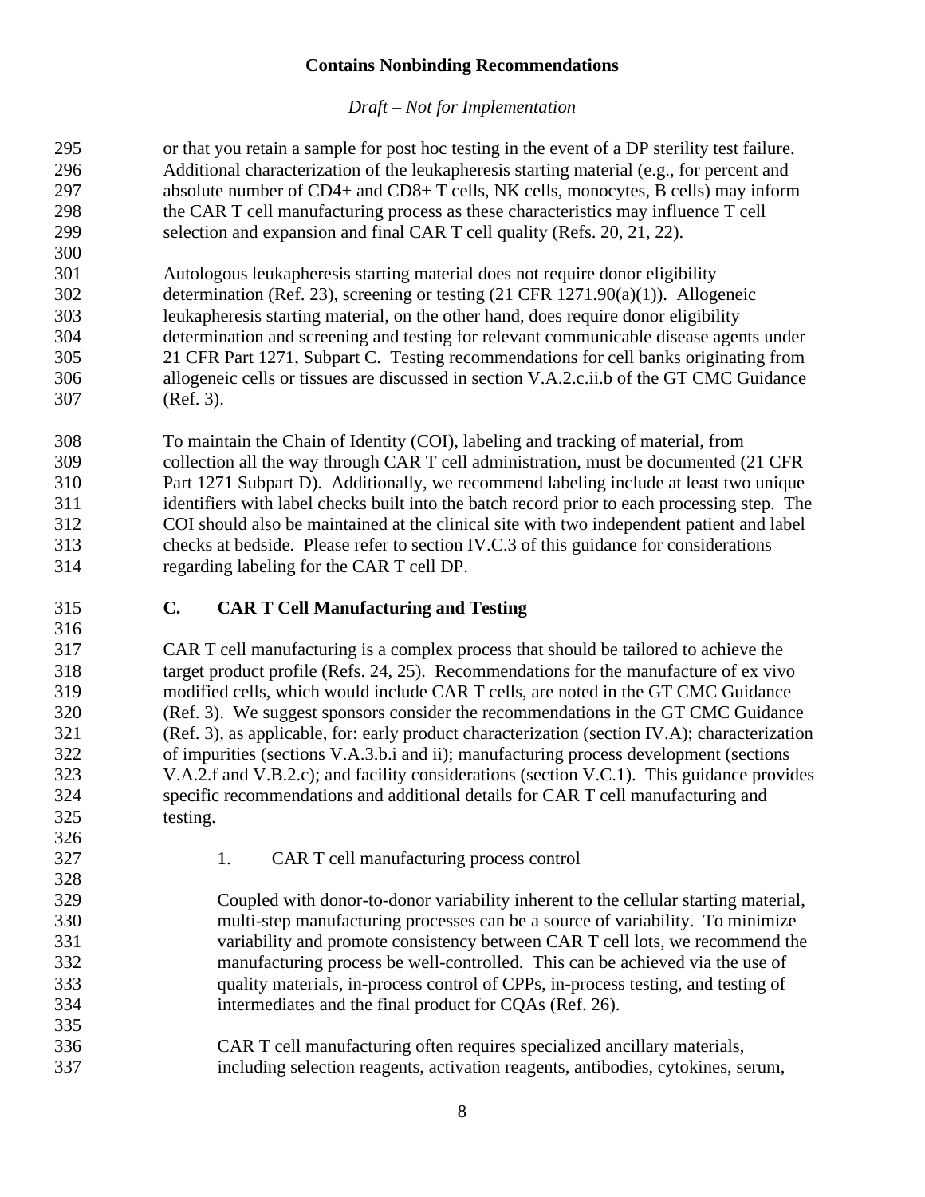or that you retain a sample for post hoc testing in the event of a DP sterility test failure. Additional characterization of the leukapheresis starting material (e.g., for percent and absolute number of CD4+ and CD8+ T cells, NK cells, monocytes, B cells) may inform the CAR T cell manufacturing process as these characteristics may influence T cell selection and expansion and final CAR T cell quality (Refs. 20, 21, 22).

Autologous leukapheresis starting material does not require donor eligibility determination (Ref. 23), screening or testing (21 CFR 1271.90(a)(1)). Allogeneic leukapheresis starting material, on the other hand, does require donor eligibility determination and screening and testing for relevant communicable disease agents under 21 CFR Part 1271, Subpart C. Testing recommendations for cell banks originating from allogeneic cells or tissues are discussed in section V.A.2.c.ii.b of the GT CMC Guidance (Ref. 3).

To maintain the Chain of Identity (COI), labeling and tracking of material, from collection all the way through CAR T cell administration, must be documented (21 CFR Part 1271 Subpart D). Additionally, we recommend labeling include at least two unique identifiers with label checks built into the batch record prior to each processing step. The COI should also be maintained at the clinical site with two independent patient and label checks at bedside. Please refer to section IV.C.3 of this guidance for considerations regarding labeling for the CAR T cell DP.

## C. CAR T Cell Manufacturing and Testing

CAR T cell manufacturing is a complex process that should be tailored to achieve the target product profile (Refs. 24, 25). Recommendations for the manufacture of ex vivo modified cells, which would include CAR T cells, are noted in the GT CMC Guidance (Ref. 3). We suggest sponsors consider the recommendations in the GT CMC Guidance (Ref. 3), as applicable, for: early product characterization (section IV.A); characterization of impurities (sections V.A.3.b.i and ii); manufacturing process development (sections V.A.2.f and V.B.2.c); and facility considerations (section V.C.1). This guidance provides specific recommendations and additional details for CAR T cell manufacturing and testing.

### 1. CAR T cell manufacturing process control

Coupled with donor-to-donor variability inherent to the cellular starting material, multi-step manufacturing processes can be a source of variability. To minimize variability and promote consistency between CAR T cell lots, we recommend the manufacturing process be well-controlled. This can be achieved via the use of quality materials, in-process control of CPPs, in-process testing, and testing of intermediates and the final product for CQAs (Ref. 26).

CAR T cell manufacturing often requires specialized ancillary materials, including selection reagents, activation reagents, antibodies, cytokines, serum,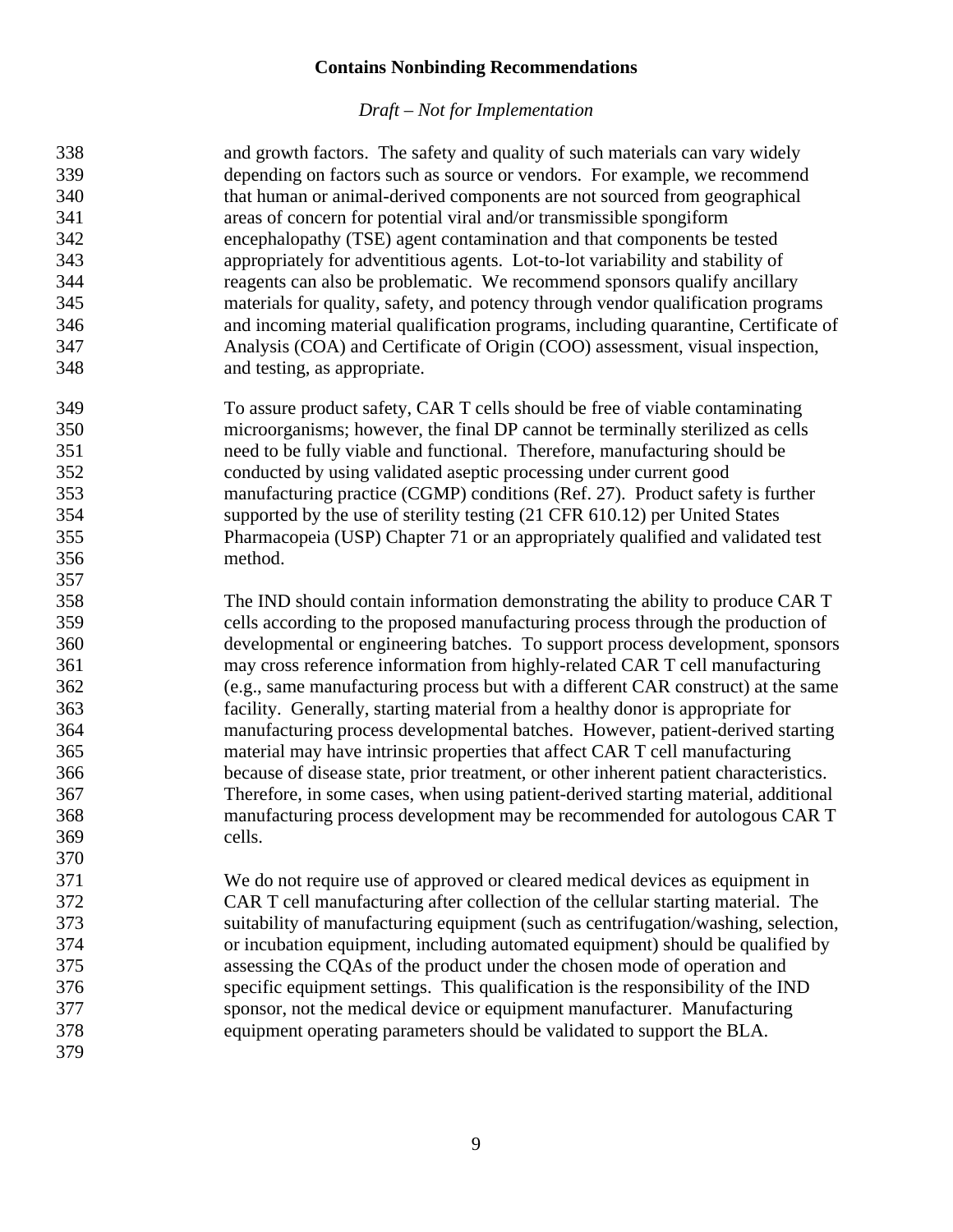and growth factors. The safety and quality of such materials can vary widely depending on factors such as source or vendors. For example, we recommend that human or animal-derived components are not sourced from geographical areas of concern for potential viral and/or transmissible spongiform encephalopathy (TSE) agent contamination and that components be tested appropriately for adventitious agents. Lot-to-lot variability and stability of reagents can also be problematic. We recommend sponsors qualify ancillary materials for quality, safety, and potency through vendor qualification programs and incoming material qualification programs, including quarantine, Certificate of Analysis (COA) and Certificate of Origin (COO) assessment, visual inspection, and testing, as appropriate.

To assure product safety, CAR T cells should be free of viable contaminating microorganisms; however, the final DP cannot be terminally sterilized as cells need to be fully viable and functional. Therefore, manufacturing should be conducted by using validated aseptic processing under current good manufacturing practice (CGMP) conditions (Ref. 27). Product safety is further supported by the use of sterility testing (21 CFR 610.12) per United States Pharmacopeia (USP) Chapter 71 or an appropriately qualified and validated test method.

The IND should contain information demonstrating the ability to produce CAR T cells according to the proposed manufacturing process through the production of developmental or engineering batches. To support process development, sponsors may cross reference information from highly-related CAR T cell manufacturing (e.g., same manufacturing process but with a different CAR construct) at the same facility. Generally, starting material from a healthy donor is appropriate for manufacturing process developmental batches. However, patient-derived starting material may have intrinsic properties that affect CAR T cell manufacturing because of disease state, prior treatment, or other inherent patient characteristics. Therefore, in some cases, when using patient-derived starting material, additional manufacturing process development may be recommended for autologous CAR T cells.

We do not require use of approved or cleared medical devices as equipment in CAR T cell manufacturing after collection of the cellular starting material. The suitability of manufacturing equipment (such as centrifugation/washing, selection, or incubation equipment, including automated equipment) should be qualified by assessing the CQAs of the product under the chosen mode of operation and specific equipment settings. This qualification is the responsibility of the IND sponsor, not the medical device or equipment manufacturer. Manufacturing equipment operating parameters should be validated to support the BLA.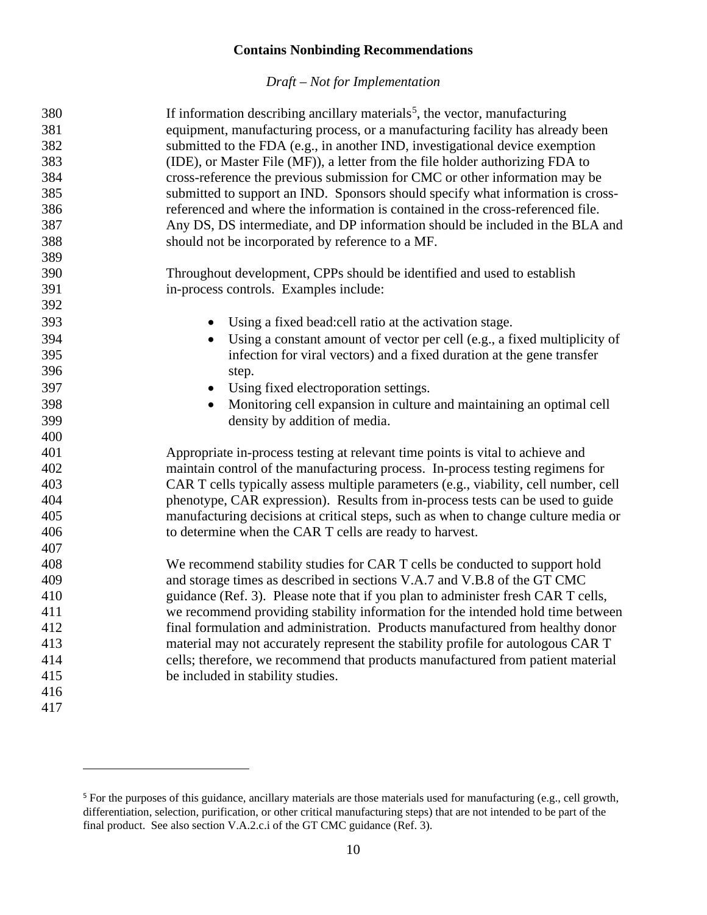If information describing ancillary materials[5], the vector, manufacturing equipment, manufacturing process, or a manufacturing facility has already been submitted to the FDA (e.g., in another IND, investigational device exemption (IDE), or Master File (MF)), a letter from the file holder authorizing FDA to cross-reference the previous submission for CMC or other information may be submitted to support an IND. Sponsors should specify what information is cross-referenced and where the information is contained in the cross-referenced file. Any DS, DS intermediate, and DP information should be included in the BLA and should not be incorporated by reference to a MF.

Throughout development, CPPs should be identified and used to establish in-process controls. Examples include:

- Using a fixed bead:cell ratio at the activation stage.
- Using a constant amount of vector per cell (e.g., a fixed multiplicity of infection for viral vectors) and a fixed duration at the gene transfer step.
- Using fixed electroporation settings.
- Monitoring cell expansion in culture and maintaining an optimal cell density by addition of media.

Appropriate in-process testing at relevant time points is vital to achieve and maintain control of the manufacturing process. In-process testing regimens for CAR T cells typically assess multiple parameters (e.g., viability, cell number, cell phenotype, CAR expression). Results from in-process tests can be used to guide manufacturing decisions at critical steps, such as when to change culture media or to determine when the CAR T cells are ready to harvest.

We recommend stability studies for CAR T cells be conducted to support hold and storage times as described in sections V.A.7 and V.B.8 of the GT CMC guidance (Ref. 3). Please note that if you plan to administer fresh CAR T cells, we recommend providing stability information for the intended hold time between final formulation and administration. Products manufactured from healthy donor material may not accurately represent the stability profile for autologous CAR T cells; therefore, we recommend that products manufactured from patient material be included in stability studies.

[5] For the purposes of this guidance, ancillary materials are those materials used for manufacturing (e.g., cell growth, differentiation, selection, purification, or other critical manufacturing steps) that are not intended to be part of the final product. See also section V.A.2.c.i of the GT CMC guidance (Ref. 3).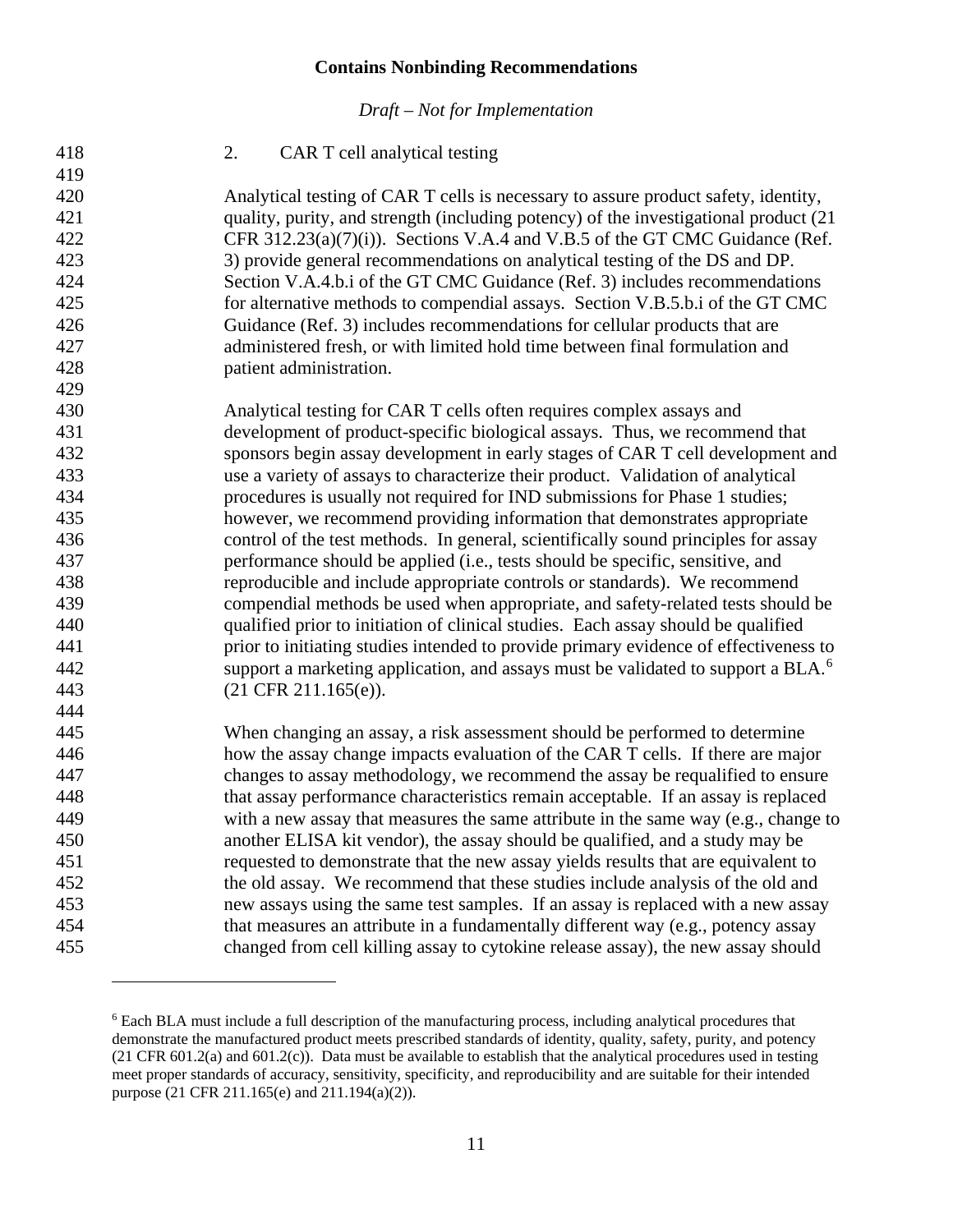#### 2. CAR T cell analytical testing

Analytical testing of CAR T cells is necessary to assure product safety, identity, quality, purity, and strength (including potency) of the investigational product (21 CFR 312.23(a)(7)(i)). Sections V.A.4 and V.B.5 of the GT CMC Guidance (Ref. 3) provide general recommendations on analytical testing of the DS and DP. Section V.A.4.b.i of the GT CMC Guidance (Ref. 3) includes recommendations for alternative methods to compendial assays. Section V.B.5.b.i of the GT CMC Guidance (Ref. 3) includes recommendations for cellular products that are administered fresh, or with limited hold time between final formulation and patient administration.

Analytical testing for CAR T cells often requires complex assays and development of product-specific biological assays. Thus, we recommend that sponsors begin assay development in early stages of CAR T cell development and use a variety of assays to characterize their product. Validation of analytical procedures is usually not required for IND submissions for Phase 1 studies; however, we recommend providing information that demonstrates appropriate control of the test methods. In general, scientifically sound principles for assay performance should be applied (i.e., tests should be specific, sensitive, and reproducible and include appropriate controls or standards). We recommend compendial methods be used when appropriate, and safety-related tests should be qualified prior to initiation of clinical studies. Each assay should be qualified prior to initiating studies intended to provide primary evidence of effectiveness to support a marketing application, and assays must be validated to support a BLA.[6] (21 CFR 211.165(e)).

When changing an assay, a risk assessment should be performed to determine how the assay change impacts evaluation of the CAR T cells. If there are major changes to assay methodology, we recommend the assay be requalified to ensure that assay performance characteristics remain acceptable. If an assay is replaced with a new assay that measures the same attribute in the same way (e.g., change to another ELISA kit vendor), the assay should be qualified, and a study may be requested to demonstrate that the new assay yields results that are equivalent to the old assay. We recommend that these studies include analysis of the old and new assays using the same test samples. If an assay is replaced with a new assay that measures an attribute in a fundamentally different way (e.g., potency assay changed from cell killing assay to cytokine release assay), the new assay should

---

[6] Each BLA must include a full description of the manufacturing process, including analytical procedures that demonstrate the manufactured product meets prescribed standards of identity, quality, safety, purity, and potency (21 CFR 601.2(a) and 601.2(c)). Data must be available to establish that the analytical procedures used in testing meet proper standards of accuracy, sensitivity, specificity, and reproducibility and are suitable for their intended purpose (21 CFR 211.165(e) and 211.194(a)(2)).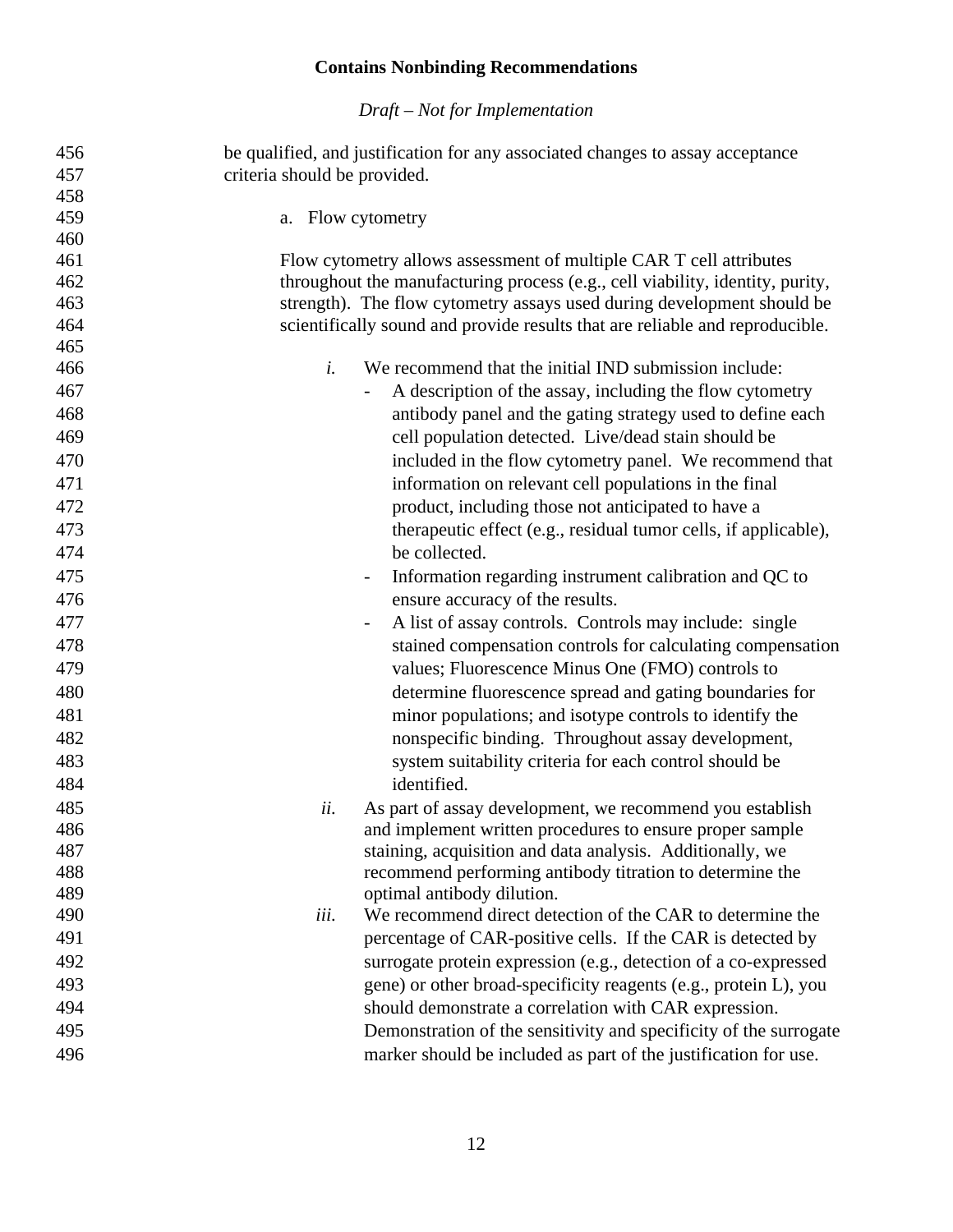be qualified, and justification for any associated changes to assay acceptance criteria should be provided.

a. Flow cytometry

Flow cytometry allows assessment of multiple CAR T cell attributes throughout the manufacturing process (e.g., cell viability, identity, purity, strength). The flow cytometry assays used during development should be scientifically sound and provide results that are reliable and reproducible.

*i.* We recommend that the initial IND submission include:

- A description of the assay, including the flow cytometry antibody panel and the gating strategy used to define each cell population detected. Live/dead stain should be included in the flow cytometry panel. We recommend that information on relevant cell populations in the final product, including those not anticipated to have a therapeutic effect (e.g., residual tumor cells, if applicable), be collected.
- Information regarding instrument calibration and QC to ensure accuracy of the results.
- A list of assay controls. Controls may include: single stained compensation controls for calculating compensation values; Fluorescence Minus One (FMO) controls to determine fluorescence spread and gating boundaries for minor populations; and isotype controls to identify the nonspecific binding. Throughout assay development, system suitability criteria for each control should be identified.

*ii.* As part of assay development, we recommend you establish and implement written procedures to ensure proper sample staining, acquisition and data analysis. Additionally, we recommend performing antibody titration to determine the optimal antibody dilution.

*iii.* We recommend direct detection of the CAR to determine the percentage of CAR-positive cells. If the CAR is detected by surrogate protein expression (e.g., detection of a co-expressed gene) or other broad-specificity reagents (e.g., protein L), you should demonstrate a correlation with CAR expression. Demonstration of the sensitivity and specificity of the surrogate marker should be included as part of the justification for use.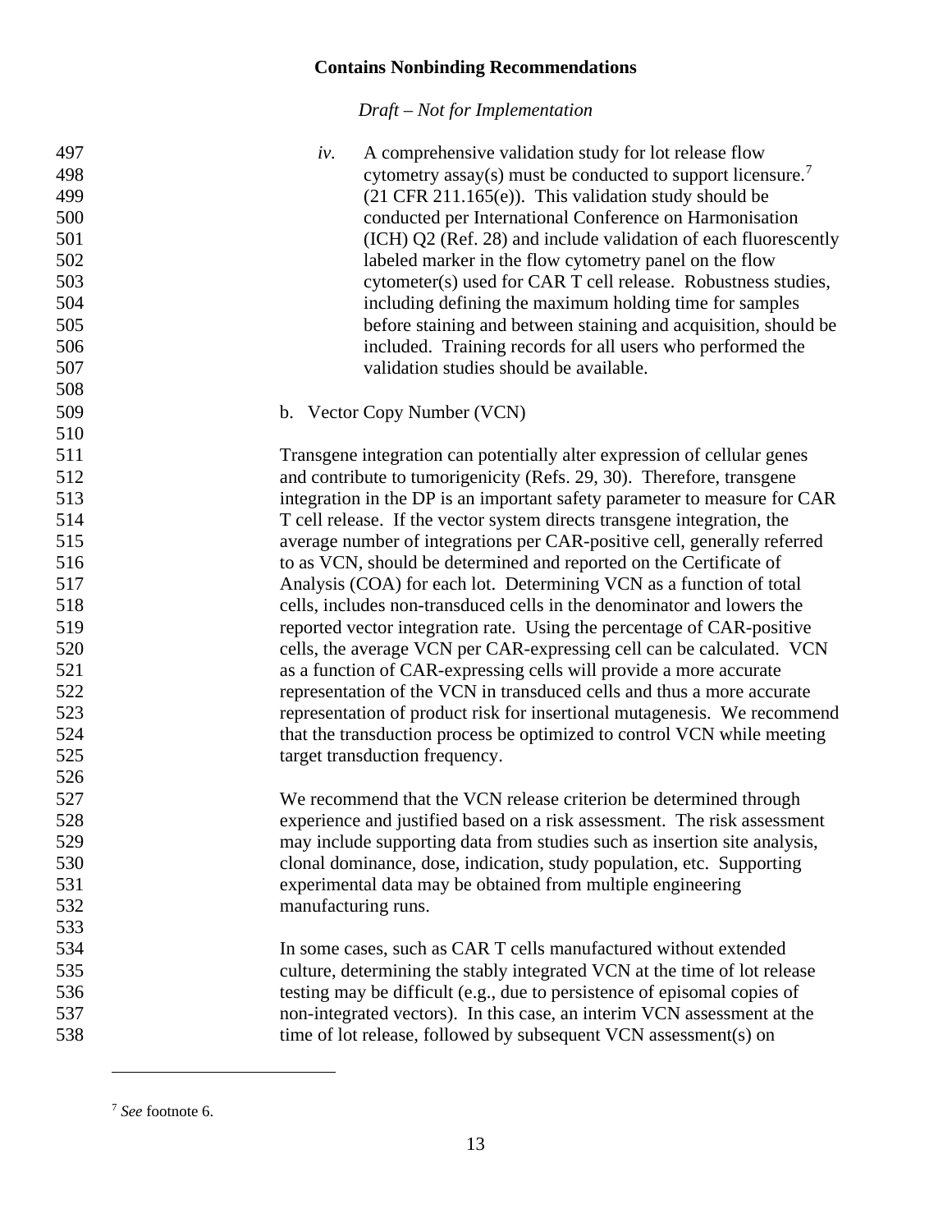*iv.* A comprehensive validation study for lot release flow cytometry assay(s) must be conducted to support licensure.[7] (21 CFR 211.165(e)). This validation study should be conducted per International Conference on Harmonisation (ICH) Q2 (Ref. 28) and include validation of each fluorescently labeled marker in the flow cytometry panel on the flow cytometer(s) used for CAR T cell release. Robustness studies, including defining the maximum holding time for samples before staining and between staining and acquisition, should be included. Training records for all users who performed the validation studies should be available.

b. Vector Copy Number (VCN)

Transgene integration can potentially alter expression of cellular genes and contribute to tumorigenicity (Refs. 29, 30). Therefore, transgene integration in the DP is an important safety parameter to measure for CAR T cell release. If the vector system directs transgene integration, the average number of integrations per CAR-positive cell, generally referred to as VCN, should be determined and reported on the Certificate of Analysis (COA) for each lot. Determining VCN as a function of total cells, includes non-transduced cells in the denominator and lowers the reported vector integration rate. Using the percentage of CAR-positive cells, the average VCN per CAR-expressing cell can be calculated. VCN as a function of CAR-expressing cells will provide a more accurate representation of the VCN in transduced cells and thus a more accurate representation of product risk for insertional mutagenesis. We recommend that the transduction process be optimized to control VCN while meeting target transduction frequency.

We recommend that the VCN release criterion be determined through experience and justified based on a risk assessment. The risk assessment may include supporting data from studies such as insertion site analysis, clonal dominance, dose, indication, study population, etc. Supporting experimental data may be obtained from multiple engineering manufacturing runs.

In some cases, such as CAR T cells manufactured without extended culture, determining the stably integrated VCN at the time of lot release testing may be difficult (e.g., due to persistence of episomal copies of non-integrated vectors). In this case, an interim VCN assessment at the time of lot release, followed by subsequent VCN assessment(s) on

[7] *See* footnote 6.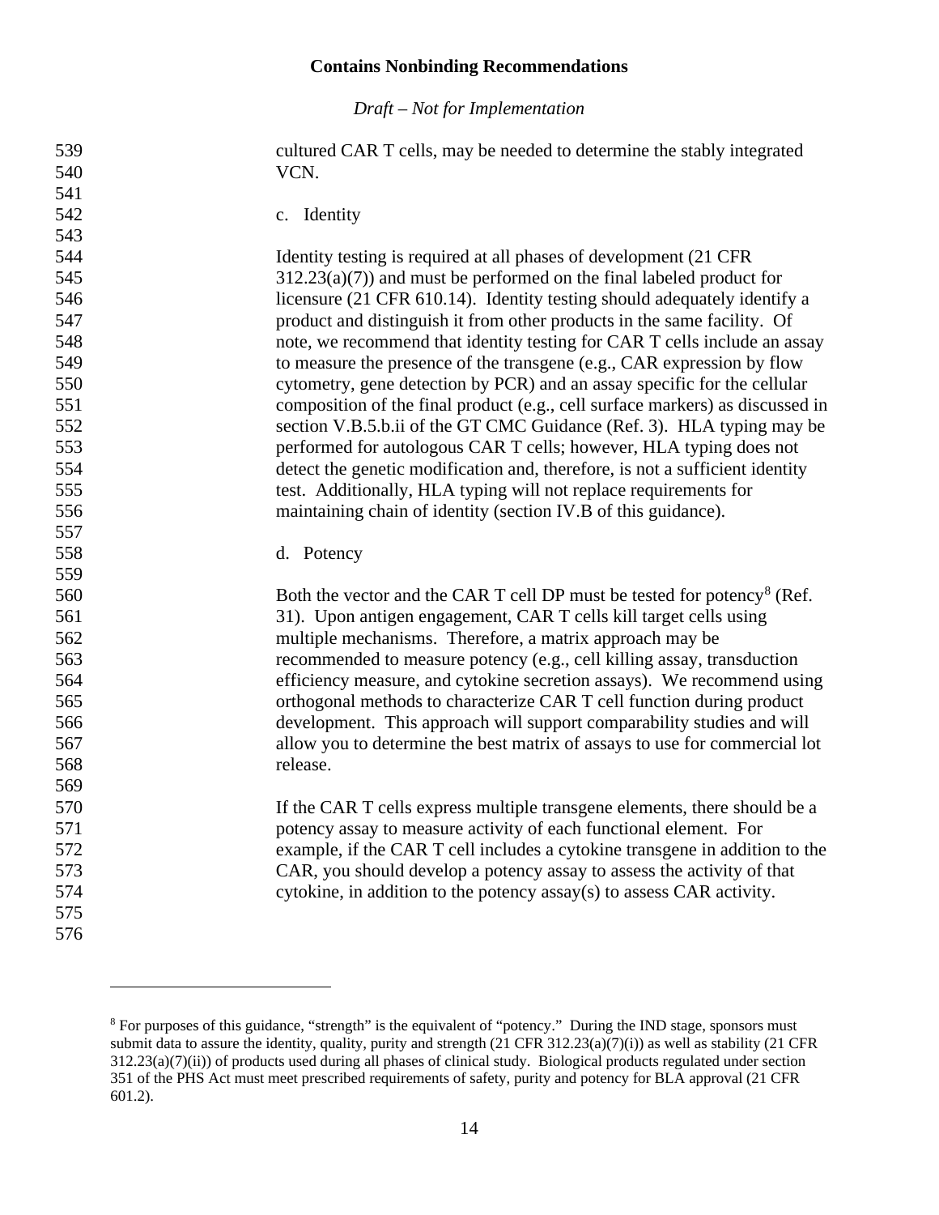cultured CAR T cells, may be needed to determine the stably integrated VCN.

c. Identity

Identity testing is required at all phases of development (21 CFR 312.23(a)(7)) and must be performed on the final labeled product for licensure (21 CFR 610.14). Identity testing should adequately identify a product and distinguish it from other products in the same facility. Of note, we recommend that identity testing for CAR T cells include an assay to measure the presence of the transgene (e.g., CAR expression by flow cytometry, gene detection by PCR) and an assay specific for the cellular composition of the final product (e.g., cell surface markers) as discussed in section V.B.5.b.ii of the GT CMC Guidance (Ref. 3). HLA typing may be performed for autologous CAR T cells; however, HLA typing does not detect the genetic modification and, therefore, is not a sufficient identity test. Additionally, HLA typing will not replace requirements for maintaining chain of identity (section IV.B of this guidance).

d. Potency

Both the vector and the CAR T cell DP must be tested for potency[8] (Ref. 31). Upon antigen engagement, CAR T cells kill target cells using multiple mechanisms. Therefore, a matrix approach may be recommended to measure potency (e.g., cell killing assay, transduction efficiency measure, and cytokine secretion assays). We recommend using orthogonal methods to characterize CAR T cell function during product development. This approach will support comparability studies and will allow you to determine the best matrix of assays to use for commercial lot release.

If the CAR T cells express multiple transgene elements, there should be a potency assay to measure activity of each functional element. For example, if the CAR T cell includes a cytokine transgene in addition to the CAR, you should develop a potency assay to assess the activity of that cytokine, in addition to the potency assay(s) to assess CAR activity.

---

[8] For purposes of this guidance, "strength" is the equivalent of "potency." During the IND stage, sponsors must submit data to assure the identity, quality, purity and strength (21 CFR 312.23(a)(7)(i)) as well as stability (21 CFR 312.23(a)(7)(ii)) of products used during all phases of clinical study. Biological products regulated under section 351 of the PHS Act must meet prescribed requirements of safety, purity and potency for BLA approval (21 CFR 601.2).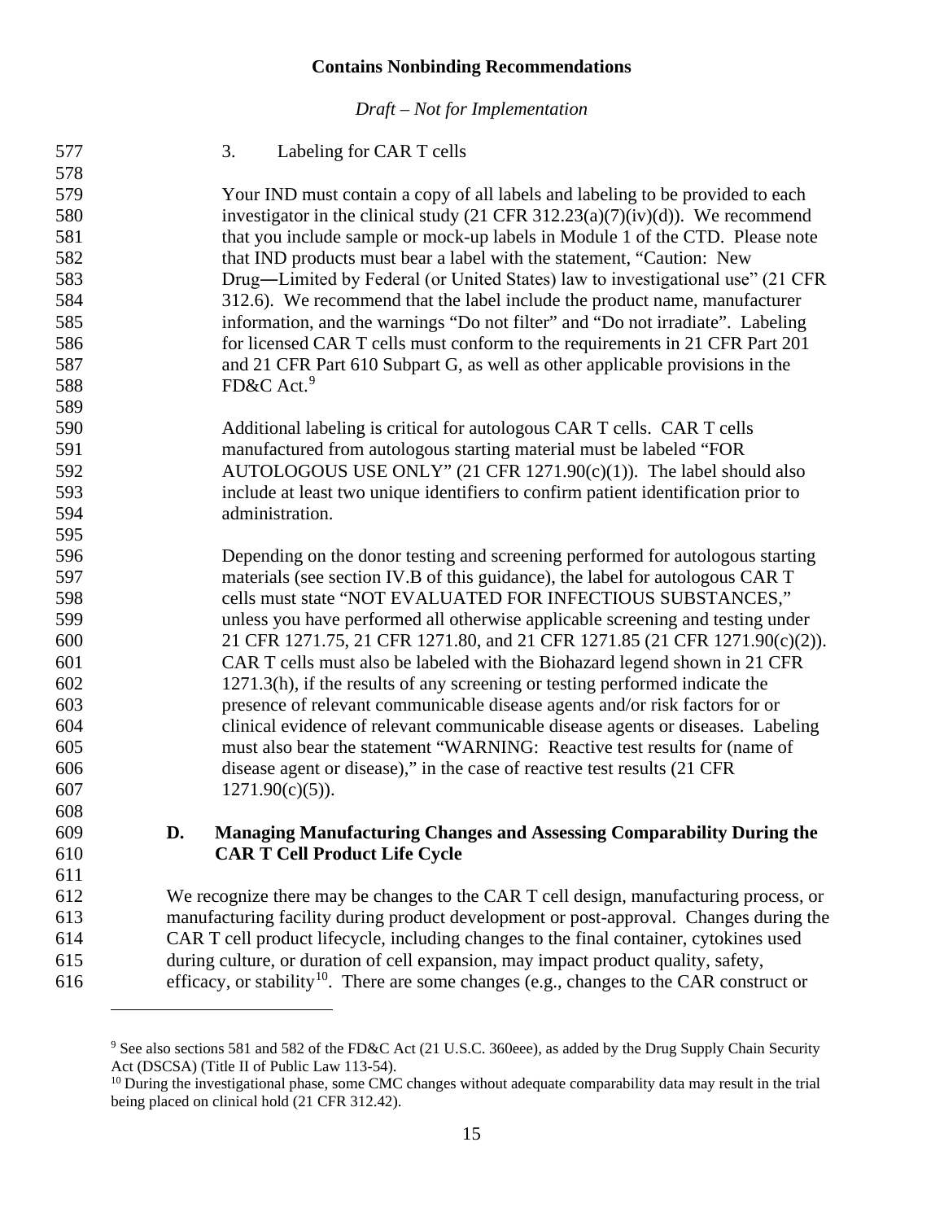### 3. Labeling for CAR T cells

Your IND must contain a copy of all labels and labeling to be provided to each investigator in the clinical study (21 CFR 312.23(a)(7)(iv)(d)). We recommend that you include sample or mock-up labels in Module 1 of the CTD. Please note that IND products must bear a label with the statement, "Caution: New Drug—Limited by Federal (or United States) law to investigational use" (21 CFR 312.6). We recommend that the label include the product name, manufacturer information, and the warnings "Do not filter" and "Do not irradiate". Labeling for licensed CAR T cells must conform to the requirements in 21 CFR Part 201 and 21 CFR Part 610 Subpart G, as well as other applicable provisions in the FD&C Act.[9]

Additional labeling is critical for autologous CAR T cells. CAR T cells manufactured from autologous starting material must be labeled "FOR AUTOLOGOUS USE ONLY" (21 CFR 1271.90(c)(1)). The label should also include at least two unique identifiers to confirm patient identification prior to administration.

Depending on the donor testing and screening performed for autologous starting materials (see section IV.B of this guidance), the label for autologous CAR T cells must state "NOT EVALUATED FOR INFECTIOUS SUBSTANCES," unless you have performed all otherwise applicable screening and testing under 21 CFR 1271.75, 21 CFR 1271.80, and 21 CFR 1271.85 (21 CFR 1271.90(c)(2)). CAR T cells must also be labeled with the Biohazard legend shown in 21 CFR 1271.3(h), if the results of any screening or testing performed indicate the presence of relevant communicable disease agents and/or risk factors for or clinical evidence of relevant communicable disease agents or diseases. Labeling must also bear the statement "WARNING: Reactive test results for (name of disease agent or disease)," in the case of reactive test results (21 CFR 1271.90(c)(5)).

## D. Managing Manufacturing Changes and Assessing Comparability During the CAR T Cell Product Life Cycle

We recognize there may be changes to the CAR T cell design, manufacturing process, or manufacturing facility during product development or post-approval. Changes during the CAR T cell product lifecycle, including changes to the final container, cytokines used during culture, or duration of cell expansion, may impact product quality, safety, efficacy, or stability[10]. There are some changes (e.g., changes to the CAR construct or

---

[9] See also sections 581 and 582 of the FD&C Act (21 U.S.C. 360eee), as added by the Drug Supply Chain Security Act (DSCSA) (Title II of Public Law 113-54).

[10] During the investigational phase, some CMC changes without adequate comparability data may result in the trial being placed on clinical hold (21 CFR 312.42).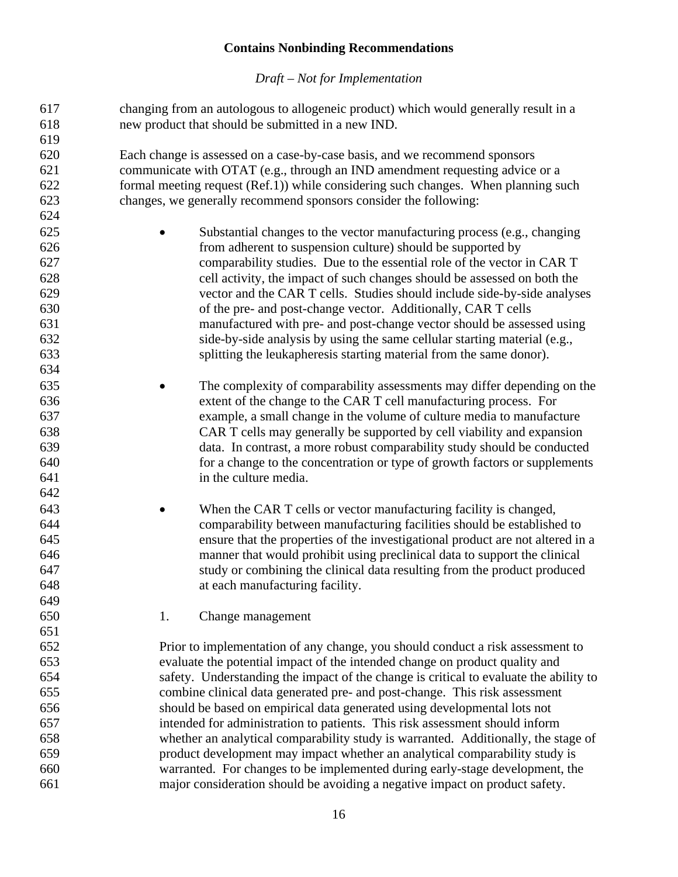changing from an autologous to allogeneic product) which would generally result in a new product that should be submitted in a new IND.

Each change is assessed on a case-by-case basis, and we recommend sponsors communicate with OTAT (e.g., through an IND amendment requesting advice or a formal meeting request (Ref.1)) while considering such changes. When planning such changes, we generally recommend sponsors consider the following:

- Substantial changes to the vector manufacturing process (e.g., changing from adherent to suspension culture) should be supported by comparability studies. Due to the essential role of the vector in CAR T cell activity, the impact of such changes should be assessed on both the vector and the CAR T cells. Studies should include side-by-side analyses of the pre- and post-change vector. Additionally, CAR T cells manufactured with pre- and post-change vector should be assessed using side-by-side analysis by using the same cellular starting material (e.g., splitting the leukapheresis starting material from the same donor).

- The complexity of comparability assessments may differ depending on the extent of the change to the CAR T cell manufacturing process. For example, a small change in the volume of culture media to manufacture CAR T cells may generally be supported by cell viability and expansion data. In contrast, a more robust comparability study should be conducted for a change to the concentration or type of growth factors or supplements in the culture media.

- When the CAR T cells or vector manufacturing facility is changed, comparability between manufacturing facilities should be established to ensure that the properties of the investigational product are not altered in a manner that would prohibit using preclinical data to support the clinical study or combining the clinical data resulting from the product produced at each manufacturing facility.

1. Change management

Prior to implementation of any change, you should conduct a risk assessment to evaluate the potential impact of the intended change on product quality and safety. Understanding the impact of the change is critical to evaluate the ability to combine clinical data generated pre- and post-change. This risk assessment should be based on empirical data generated using developmental lots not intended for administration to patients. This risk assessment should inform whether an analytical comparability study is warranted. Additionally, the stage of product development may impact whether an analytical comparability study is warranted. For changes to be implemented during early-stage development, the major consideration should be avoiding a negative impact on product safety.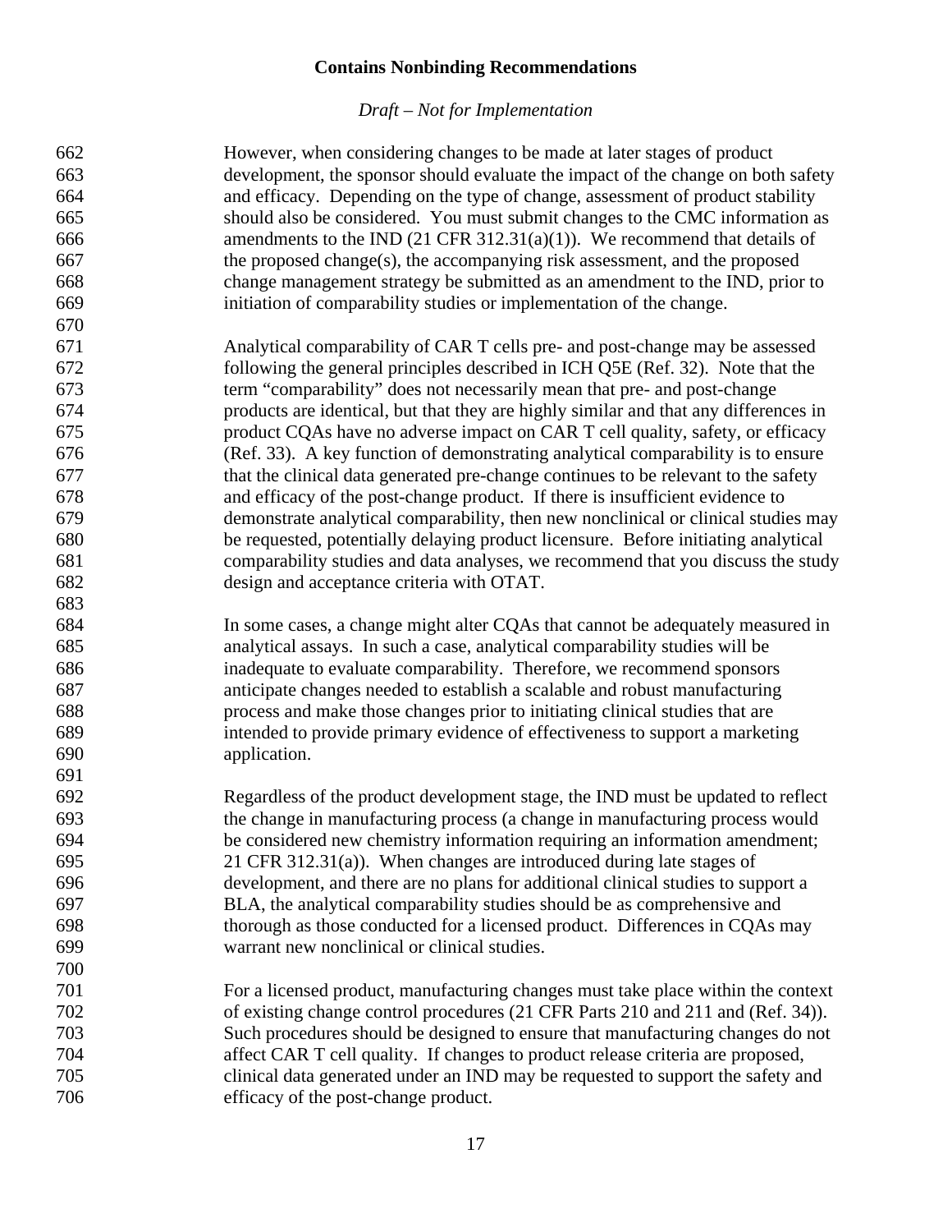However, when considering changes to be made at later stages of product development, the sponsor should evaluate the impact of the change on both safety and efficacy. Depending on the type of change, assessment of product stability should also be considered. You must submit changes to the CMC information as amendments to the IND (21 CFR 312.31(a)(1)). We recommend that details of the proposed change(s), the accompanying risk assessment, and the proposed change management strategy be submitted as an amendment to the IND, prior to initiation of comparability studies or implementation of the change.

Analytical comparability of CAR T cells pre- and post-change may be assessed following the general principles described in ICH Q5E (Ref. 32). Note that the term "comparability" does not necessarily mean that pre- and post-change products are identical, but that they are highly similar and that any differences in product CQAs have no adverse impact on CAR T cell quality, safety, or efficacy (Ref. 33). A key function of demonstrating analytical comparability is to ensure that the clinical data generated pre-change continues to be relevant to the safety and efficacy of the post-change product. If there is insufficient evidence to demonstrate analytical comparability, then new nonclinical or clinical studies may be requested, potentially delaying product licensure. Before initiating analytical comparability studies and data analyses, we recommend that you discuss the study design and acceptance criteria with OTAT.

In some cases, a change might alter CQAs that cannot be adequately measured in analytical assays. In such a case, analytical comparability studies will be inadequate to evaluate comparability. Therefore, we recommend sponsors anticipate changes needed to establish a scalable and robust manufacturing process and make those changes prior to initiating clinical studies that are intended to provide primary evidence of effectiveness to support a marketing application.

Regardless of the product development stage, the IND must be updated to reflect the change in manufacturing process (a change in manufacturing process would be considered new chemistry information requiring an information amendment; 21 CFR 312.31(a)). When changes are introduced during late stages of development, and there are no plans for additional clinical studies to support a BLA, the analytical comparability studies should be as comprehensive and thorough as those conducted for a licensed product. Differences in CQAs may warrant new nonclinical or clinical studies.

For a licensed product, manufacturing changes must take place within the context of existing change control procedures (21 CFR Parts 210 and 211 and (Ref. 34)). Such procedures should be designed to ensure that manufacturing changes do not affect CAR T cell quality. If changes to product release criteria are proposed, clinical data generated under an IND may be requested to support the safety and efficacy of the post-change product.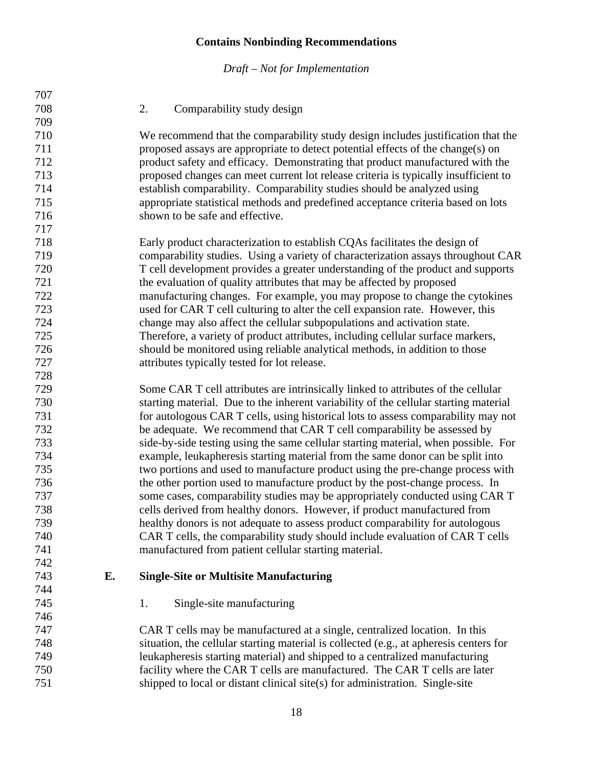#### 2. Comparability study design

We recommend that the comparability study design includes justification that the proposed assays are appropriate to detect potential effects of the change(s) on product safety and efficacy. Demonstrating that product manufactured with the proposed changes can meet current lot release criteria is typically insufficient to establish comparability. Comparability studies should be analyzed using appropriate statistical methods and predefined acceptance criteria based on lots shown to be safe and effective.

Early product characterization to establish CQAs facilitates the design of comparability studies. Using a variety of characterization assays throughout CAR T cell development provides a greater understanding of the product and supports the evaluation of quality attributes that may be affected by proposed manufacturing changes. For example, you may propose to change the cytokines used for CAR T cell culturing to alter the cell expansion rate. However, this change may also affect the cellular subpopulations and activation state. Therefore, a variety of product attributes, including cellular surface markers, should be monitored using reliable analytical methods, in addition to those attributes typically tested for lot release.

Some CAR T cell attributes are intrinsically linked to attributes of the cellular starting material. Due to the inherent variability of the cellular starting material for autologous CAR T cells, using historical lots to assess comparability may not be adequate. We recommend that CAR T cell comparability be assessed by side-by-side testing using the same cellular starting material, when possible. For example, leukapheresis starting material from the same donor can be split into two portions and used to manufacture product using the pre-change process with the other portion used to manufacture product by the post-change process. In some cases, comparability studies may be appropriately conducted using CAR T cells derived from healthy donors. However, if product manufactured from healthy donors is not adequate to assess product comparability for autologous CAR T cells, the comparability study should include evaluation of CAR T cells manufactured from patient cellular starting material.

### E. Single-Site or Multisite Manufacturing

#### 1. Single-site manufacturing

CAR T cells may be manufactured at a single, centralized location. In this situation, the cellular starting material is collected (e.g., at apheresis centers for leukapheresis starting material) and shipped to a centralized manufacturing facility where the CAR T cells are manufactured. The CAR T cells are later shipped to local or distant clinical site(s) for administration. Single-site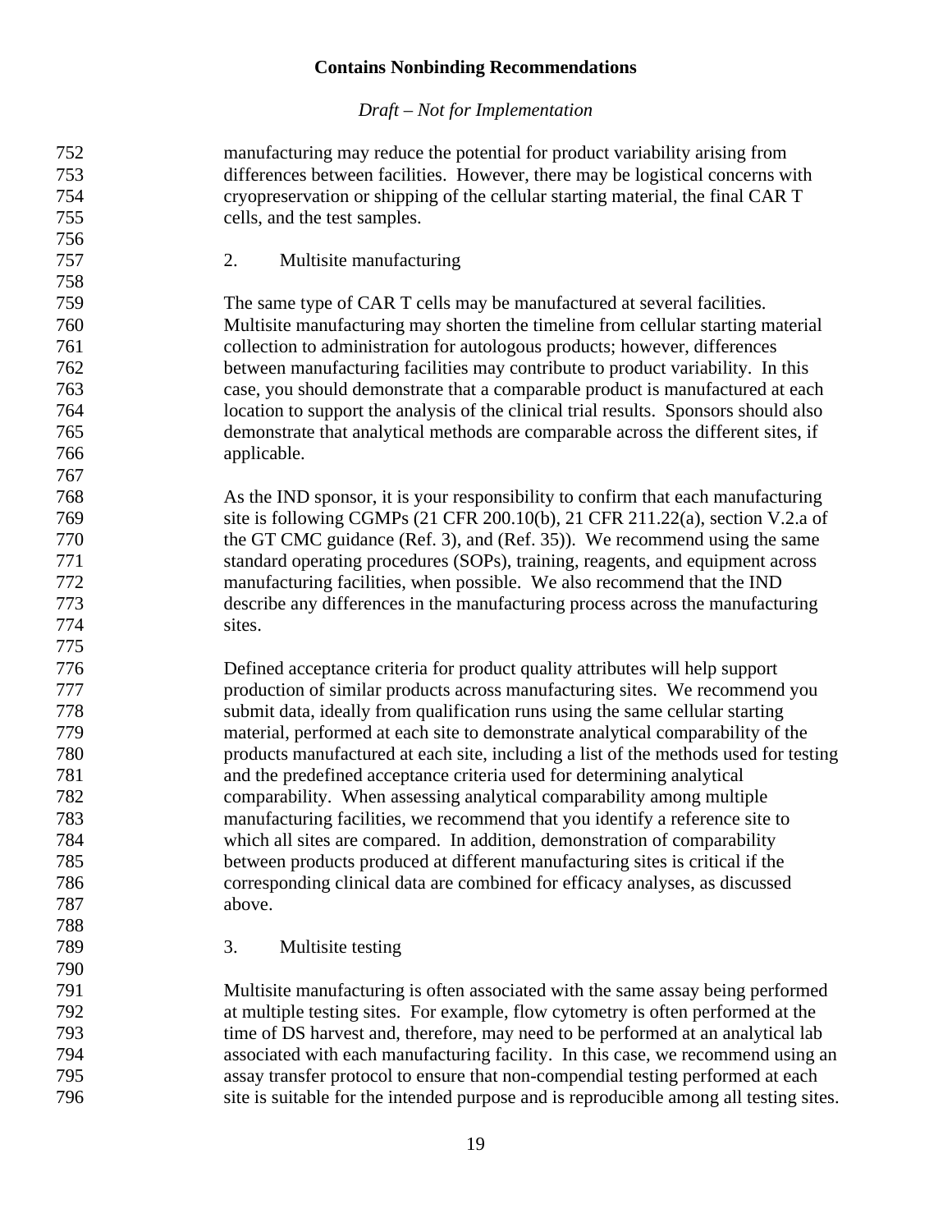manufacturing may reduce the potential for product variability arising from differences between facilities. However, there may be logistical concerns with cryopreservation or shipping of the cellular starting material, the final CAR T cells, and the test samples.

### 2. Multisite manufacturing

The same type of CAR T cells may be manufactured at several facilities. Multisite manufacturing may shorten the timeline from cellular starting material collection to administration for autologous products; however, differences between manufacturing facilities may contribute to product variability. In this case, you should demonstrate that a comparable product is manufactured at each location to support the analysis of the clinical trial results. Sponsors should also demonstrate that analytical methods are comparable across the different sites, if applicable.

As the IND sponsor, it is your responsibility to confirm that each manufacturing site is following CGMPs (21 CFR 200.10(b), 21 CFR 211.22(a), section V.2.a of the GT CMC guidance (Ref. 3), and (Ref. 35)). We recommend using the same standard operating procedures (SOPs), training, reagents, and equipment across manufacturing facilities, when possible. We also recommend that the IND describe any differences in the manufacturing process across the manufacturing sites.

Defined acceptance criteria for product quality attributes will help support production of similar products across manufacturing sites. We recommend you submit data, ideally from qualification runs using the same cellular starting material, performed at each site to demonstrate analytical comparability of the products manufactured at each site, including a list of the methods used for testing and the predefined acceptance criteria used for determining analytical comparability. When assessing analytical comparability among multiple manufacturing facilities, we recommend that you identify a reference site to which all sites are compared. In addition, demonstration of comparability between products produced at different manufacturing sites is critical if the corresponding clinical data are combined for efficacy analyses, as discussed above.

### 3. Multisite testing

Multisite manufacturing is often associated with the same assay being performed at multiple testing sites. For example, flow cytometry is often performed at the time of DS harvest and, therefore, may need to be performed at an analytical lab associated with each manufacturing facility. In this case, we recommend using an assay transfer protocol to ensure that non-compendial testing performed at each site is suitable for the intended purpose and is reproducible among all testing sites.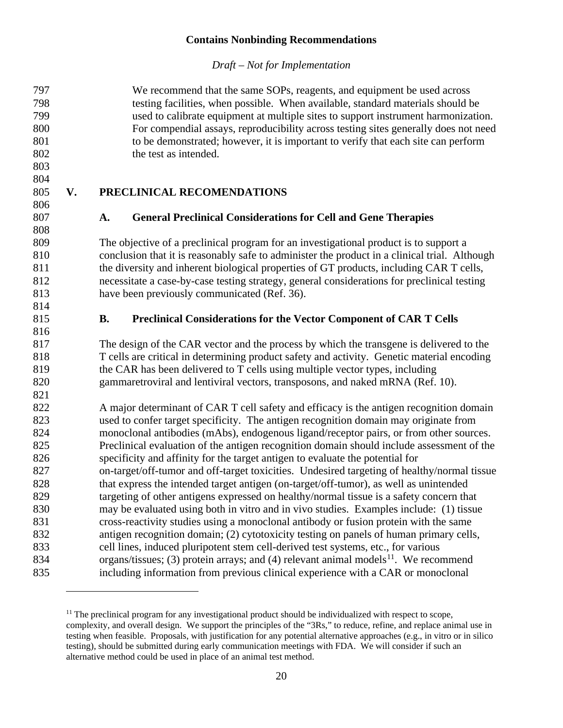We recommend that the same SOPs, reagents, and equipment be used across testing facilities, when possible. When available, standard materials should be used to calibrate equipment at multiple sites to support instrument harmonization. For compendial assays, reproducibility across testing sites generally does not need to be demonstrated; however, it is important to verify that each site can perform the test as intended.

## V. PRECLINICAL RECOMENDATIONS

### A. General Preclinical Considerations for Cell and Gene Therapies

The objective of a preclinical program for an investigational product is to support a conclusion that it is reasonably safe to administer the product in a clinical trial. Although the diversity and inherent biological properties of GT products, including CAR T cells, necessitate a case-by-case testing strategy, general considerations for preclinical testing have been previously communicated (Ref. 36).

### B. Preclinical Considerations for the Vector Component of CAR T Cells

The design of the CAR vector and the process by which the transgene is delivered to the T cells are critical in determining product safety and activity. Genetic material encoding the CAR has been delivered to T cells using multiple vector types, including gammaretroviral and lentiviral vectors, transposons, and naked mRNA (Ref. 10).

A major determinant of CAR T cell safety and efficacy is the antigen recognition domain used to confer target specificity. The antigen recognition domain may originate from monoclonal antibodies (mAbs), endogenous ligand/receptor pairs, or from other sources. Preclinical evaluation of the antigen recognition domain should include assessment of the specificity and affinity for the target antigen to evaluate the potential for on-target/off-tumor and off-target toxicities. Undesired targeting of healthy/normal tissue that express the intended target antigen (on-target/off-tumor), as well as unintended targeting of other antigens expressed on healthy/normal tissue is a safety concern that may be evaluated using both in vitro and in vivo studies. Examples include: (1) tissue cross-reactivity studies using a monoclonal antibody or fusion protein with the same antigen recognition domain; (2) cytotoxicity testing on panels of human primary cells, cell lines, induced pluripotent stem cell-derived test systems, etc., for various organs/tissues; (3) protein arrays; and (4) relevant animal models[11]. We recommend including information from previous clinical experience with a CAR or monoclonal

---

[11] The preclinical program for any investigational product should be individualized with respect to scope, complexity, and overall design. We support the principles of the "3Rs," to reduce, refine, and replace animal use in testing when feasible. Proposals, with justification for any potential alternative approaches (e.g., in vitro or in silico testing), should be submitted during early communication meetings with FDA. We will consider if such an alternative method could be used in place of an animal test method.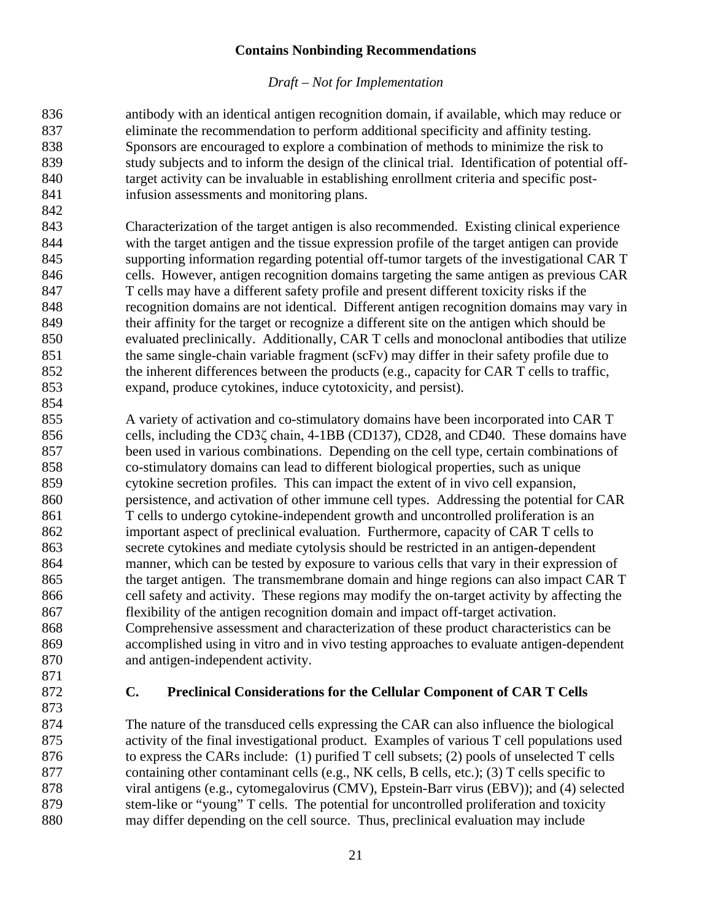antibody with an identical antigen recognition domain, if available, which may reduce or eliminate the recommendation to perform additional specificity and affinity testing. Sponsors are encouraged to explore a combination of methods to minimize the risk to study subjects and to inform the design of the clinical trial. Identification of potential off-target activity can be invaluable in establishing enrollment criteria and specific post-infusion assessments and monitoring plans.

Characterization of the target antigen is also recommended. Existing clinical experience with the target antigen and the tissue expression profile of the target antigen can provide supporting information regarding potential off-tumor targets of the investigational CAR T cells. However, antigen recognition domains targeting the same antigen as previous CAR T cells may have a different safety profile and present different toxicity risks if the recognition domains are not identical. Different antigen recognition domains may vary in their affinity for the target or recognize a different site on the antigen which should be evaluated preclinically. Additionally, CAR T cells and monoclonal antibodies that utilize the same single-chain variable fragment (scFv) may differ in their safety profile due to the inherent differences between the products (e.g., capacity for CAR T cells to traffic, expand, produce cytokines, induce cytotoxicity, and persist).

A variety of activation and co-stimulatory domains have been incorporated into CAR T cells, including the CD3ζ chain, 4-1BB (CD137), CD28, and CD40. These domains have been used in various combinations. Depending on the cell type, certain combinations of co-stimulatory domains can lead to different biological properties, such as unique cytokine secretion profiles. This can impact the extent of in vivo cell expansion, persistence, and activation of other immune cell types. Addressing the potential for CAR T cells to undergo cytokine-independent growth and uncontrolled proliferation is an important aspect of preclinical evaluation. Furthermore, capacity of CAR T cells to secrete cytokines and mediate cytolysis should be restricted in an antigen-dependent manner, which can be tested by exposure to various cells that vary in their expression of the target antigen. The transmembrane domain and hinge regions can also impact CAR T cell safety and activity. These regions may modify the on-target activity by affecting the flexibility of the antigen recognition domain and impact off-target activation. Comprehensive assessment and characterization of these product characteristics can be accomplished using in vitro and in vivo testing approaches to evaluate antigen-dependent and antigen-independent activity.

### C. Preclinical Considerations for the Cellular Component of CAR T Cells

The nature of the transduced cells expressing the CAR can also influence the biological activity of the final investigational product. Examples of various T cell populations used to express the CARs include: (1) purified T cell subsets; (2) pools of unselected T cells containing other contaminant cells (e.g., NK cells, B cells, etc.); (3) T cells specific to viral antigens (e.g., cytomegalovirus (CMV), Epstein-Barr virus (EBV)); and (4) selected stem-like or "young" T cells. The potential for uncontrolled proliferation and toxicity may differ depending on the cell source. Thus, preclinical evaluation may include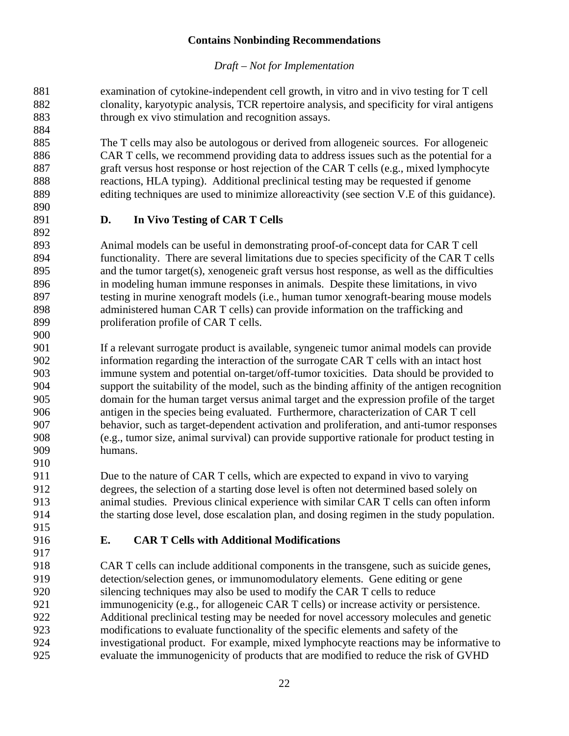examination of cytokine-independent cell growth, in vitro and in vivo testing for T cell clonality, karyotypic analysis, TCR repertoire analysis, and specificity for viral antigens through ex vivo stimulation and recognition assays.

The T cells may also be autologous or derived from allogeneic sources. For allogeneic CAR T cells, we recommend providing data to address issues such as the potential for a graft versus host response or host rejection of the CAR T cells (e.g., mixed lymphocyte reactions, HLA typing). Additional preclinical testing may be requested if genome editing techniques are used to minimize alloreactivity (see section V.E of this guidance).

### D. In Vivo Testing of CAR T Cells

Animal models can be useful in demonstrating proof-of-concept data for CAR T cell functionality. There are several limitations due to species specificity of the CAR T cells and the tumor target(s), xenogeneic graft versus host response, as well as the difficulties in modeling human immune responses in animals. Despite these limitations, in vivo testing in murine xenograft models (i.e., human tumor xenograft-bearing mouse models administered human CAR T cells) can provide information on the trafficking and proliferation profile of CAR T cells.

If a relevant surrogate product is available, syngeneic tumor animal models can provide information regarding the interaction of the surrogate CAR T cells with an intact host immune system and potential on-target/off-tumor toxicities. Data should be provided to support the suitability of the model, such as the binding affinity of the antigen recognition domain for the human target versus animal target and the expression profile of the target antigen in the species being evaluated. Furthermore, characterization of CAR T cell behavior, such as target-dependent activation and proliferation, and anti-tumor responses (e.g., tumor size, animal survival) can provide supportive rationale for product testing in humans.

Due to the nature of CAR T cells, which are expected to expand in vivo to varying degrees, the selection of a starting dose level is often not determined based solely on animal studies. Previous clinical experience with similar CAR T cells can often inform the starting dose level, dose escalation plan, and dosing regimen in the study population.

### E. CAR T Cells with Additional Modifications

CAR T cells can include additional components in the transgene, such as suicide genes, detection/selection genes, or immunomodulatory elements. Gene editing or gene silencing techniques may also be used to modify the CAR T cells to reduce immunogenicity (e.g., for allogeneic CAR T cells) or increase activity or persistence. Additional preclinical testing may be needed for novel accessory molecules and genetic modifications to evaluate functionality of the specific elements and safety of the investigational product. For example, mixed lymphocyte reactions may be informative to evaluate the immunogenicity of products that are modified to reduce the risk of GVHD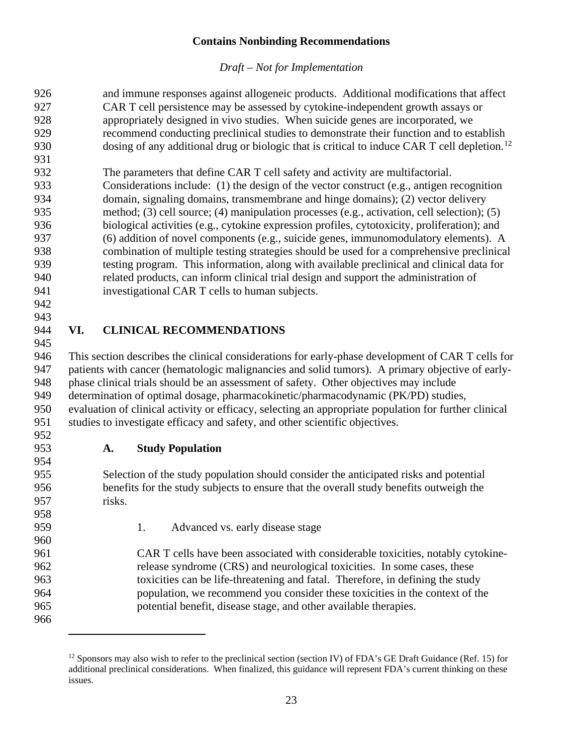and immune responses against allogeneic products. Additional modifications that affect CAR T cell persistence may be assessed by cytokine-independent growth assays or appropriately designed in vivo studies. When suicide genes are incorporated, we recommend conducting preclinical studies to demonstrate their function and to establish dosing of any additional drug or biologic that is critical to induce CAR T cell depletion.[12]

The parameters that define CAR T cell safety and activity are multifactorial. Considerations include: (1) the design of the vector construct (e.g., antigen recognition domain, signaling domains, transmembrane and hinge domains); (2) vector delivery method; (3) cell source; (4) manipulation processes (e.g., activation, cell selection); (5) biological activities (e.g., cytokine expression profiles, cytotoxicity, proliferation); and (6) addition of novel components (e.g., suicide genes, immunomodulatory elements). A combination of multiple testing strategies should be used for a comprehensive preclinical testing program. This information, along with available preclinical and clinical data for related products, can inform clinical trial design and support the administration of investigational CAR T cells to human subjects.

# VI. CLINICAL RECOMMENDATIONS

This section describes the clinical considerations for early-phase development of CAR T cells for patients with cancer (hematologic malignancies and solid tumors). A primary objective of early-phase clinical trials should be an assessment of safety. Other objectives may include determination of optimal dosage, pharmacokinetic/pharmacodynamic (PK/PD) studies, evaluation of clinical activity or efficacy, selecting an appropriate population for further clinical studies to investigate efficacy and safety, and other scientific objectives.

## A. Study Population

Selection of the study population should consider the anticipated risks and potential benefits for the study subjects to ensure that the overall study benefits outweigh the risks.

### 1. Advanced vs. early disease stage

CAR T cells have been associated with considerable toxicities, notably cytokine-release syndrome (CRS) and neurological toxicities. In some cases, these toxicities can be life-threatening and fatal. Therefore, in defining the study population, we recommend you consider these toxicities in the context of the potential benefit, disease stage, and other available therapies.

---

[12] Sponsors may also wish to refer to the preclinical section (section IV) of FDA's GE Draft Guidance (Ref. 15) for additional preclinical considerations. When finalized, this guidance will represent FDA's current thinking on these issues.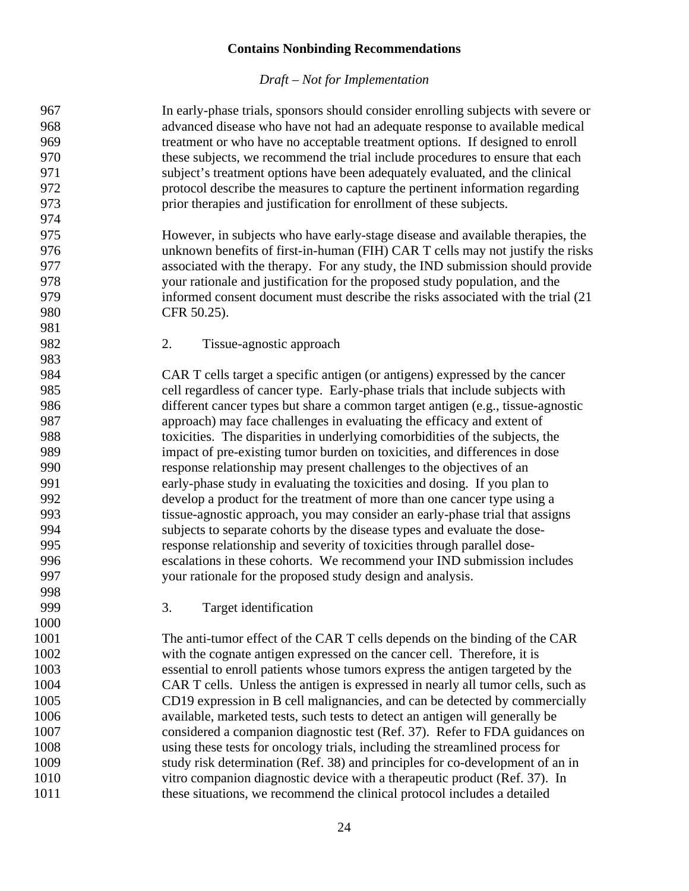In early-phase trials, sponsors should consider enrolling subjects with severe or advanced disease who have not had an adequate response to available medical treatment or who have no acceptable treatment options. If designed to enroll these subjects, we recommend the trial include procedures to ensure that each subject's treatment options have been adequately evaluated, and the clinical protocol describe the measures to capture the pertinent information regarding prior therapies and justification for enrollment of these subjects.

However, in subjects who have early-stage disease and available therapies, the unknown benefits of first-in-human (FIH) CAR T cells may not justify the risks associated with the therapy. For any study, the IND submission should provide your rationale and justification for the proposed study population, and the informed consent document must describe the risks associated with the trial (21 CFR 50.25).

#### 2. Tissue-agnostic approach

CAR T cells target a specific antigen (or antigens) expressed by the cancer cell regardless of cancer type. Early-phase trials that include subjects with different cancer types but share a common target antigen (e.g., tissue-agnostic approach) may face challenges in evaluating the efficacy and extent of toxicities. The disparities in underlying comorbidities of the subjects, the impact of pre-existing tumor burden on toxicities, and differences in dose response relationship may present challenges to the objectives of an early-phase study in evaluating the toxicities and dosing. If you plan to develop a product for the treatment of more than one cancer type using a tissue-agnostic approach, you may consider an early-phase trial that assigns subjects to separate cohorts by the disease types and evaluate the dose-response relationship and severity of toxicities through parallel dose-escalations in these cohorts. We recommend your IND submission includes your rationale for the proposed study design and analysis.

#### 3. Target identification

The anti-tumor effect of the CAR T cells depends on the binding of the CAR with the cognate antigen expressed on the cancer cell. Therefore, it is essential to enroll patients whose tumors express the antigen targeted by the CAR T cells. Unless the antigen is expressed in nearly all tumor cells, such as CD19 expression in B cell malignancies, and can be detected by commercially available, marketed tests, such tests to detect an antigen will generally be considered a companion diagnostic test (Ref. 37). Refer to FDA guidances on using these tests for oncology trials, including the streamlined process for study risk determination (Ref. 38) and principles for co-development of an in vitro companion diagnostic device with a therapeutic product (Ref. 37). In these situations, we recommend the clinical protocol includes a detailed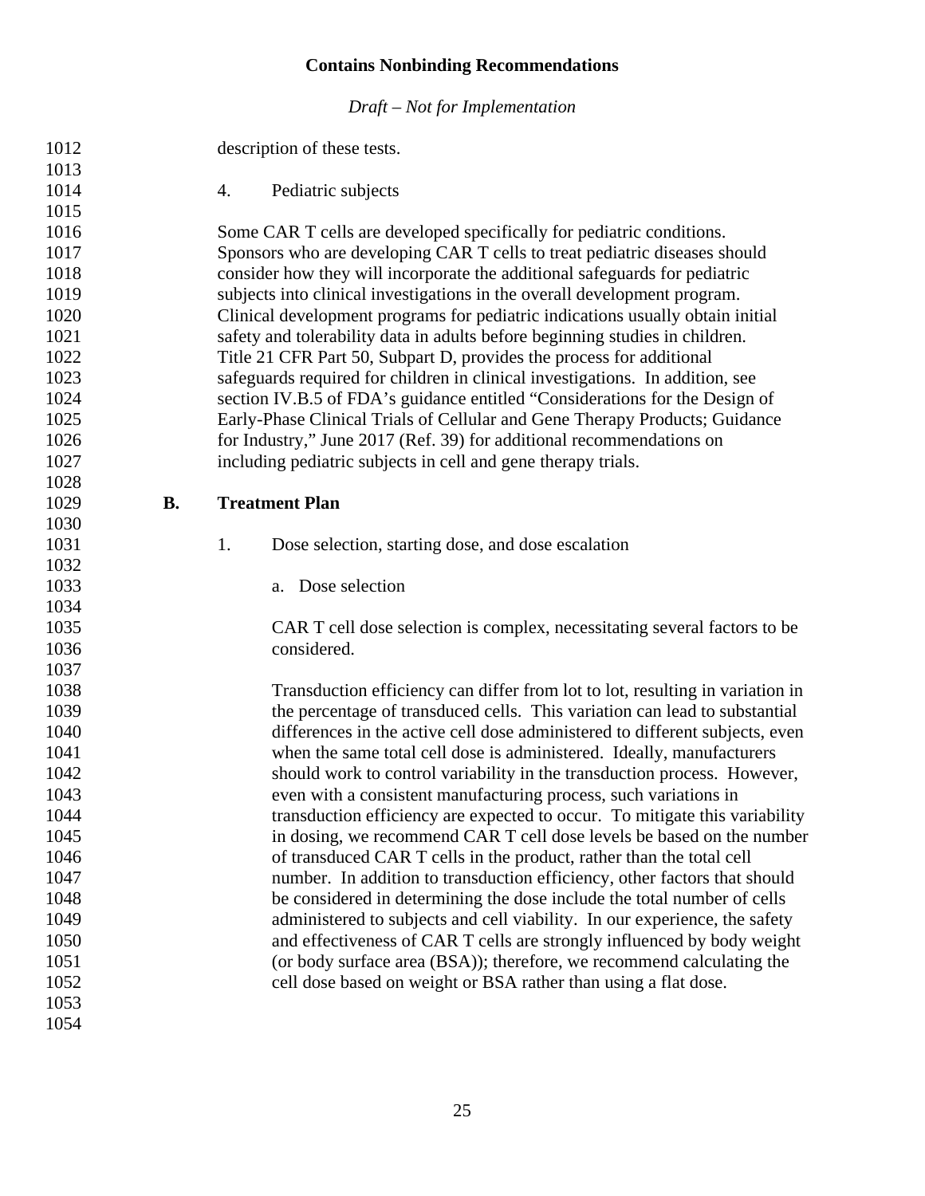description of these tests.

4. Pediatric subjects

Some CAR T cells are developed specifically for pediatric conditions. Sponsors who are developing CAR T cells to treat pediatric diseases should consider how they will incorporate the additional safeguards for pediatric subjects into clinical investigations in the overall development program. Clinical development programs for pediatric indications usually obtain initial safety and tolerability data in adults before beginning studies in children. Title 21 CFR Part 50, Subpart D, provides the process for additional safeguards required for children in clinical investigations. In addition, see section IV.B.5 of FDA's guidance entitled "Considerations for the Design of Early-Phase Clinical Trials of Cellular and Gene Therapy Products; Guidance for Industry," June 2017 (Ref. 39) for additional recommendations on including pediatric subjects in cell and gene therapy trials.

## B. Treatment Plan

1. Dose selection, starting dose, and dose escalation

a. Dose selection

CAR T cell dose selection is complex, necessitating several factors to be considered.

Transduction efficiency can differ from lot to lot, resulting in variation in the percentage of transduced cells. This variation can lead to substantial differences in the active cell dose administered to different subjects, even when the same total cell dose is administered. Ideally, manufacturers should work to control variability in the transduction process. However, even with a consistent manufacturing process, such variations in transduction efficiency are expected to occur. To mitigate this variability in dosing, we recommend CAR T cell dose levels be based on the number of transduced CAR T cells in the product, rather than the total cell number. In addition to transduction efficiency, other factors that should be considered in determining the dose include the total number of cells administered to subjects and cell viability. In our experience, the safety and effectiveness of CAR T cells are strongly influenced by body weight (or body surface area (BSA)); therefore, we recommend calculating the cell dose based on weight or BSA rather than using a flat dose.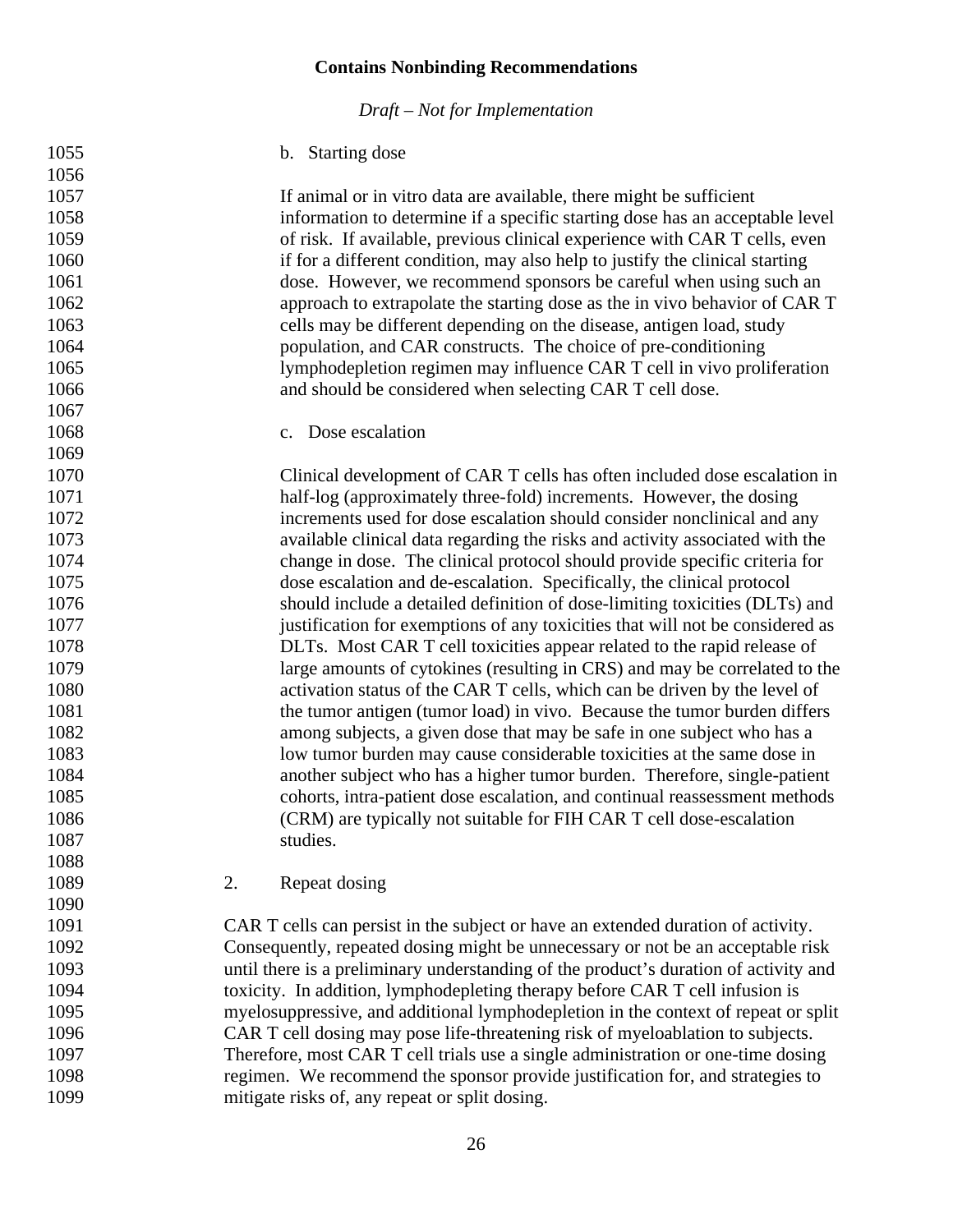b. Starting dose

If animal or in vitro data are available, there might be sufficient information to determine if a specific starting dose has an acceptable level of risk. If available, previous clinical experience with CAR T cells, even if for a different condition, may also help to justify the clinical starting dose. However, we recommend sponsors be careful when using such an approach to extrapolate the starting dose as the in vivo behavior of CAR T cells may be different depending on the disease, antigen load, study population, and CAR constructs. The choice of pre-conditioning lymphodepletion regimen may influence CAR T cell in vivo proliferation and should be considered when selecting CAR T cell dose.

c. Dose escalation

Clinical development of CAR T cells has often included dose escalation in half-log (approximately three-fold) increments. However, the dosing increments used for dose escalation should consider nonclinical and any available clinical data regarding the risks and activity associated with the change in dose. The clinical protocol should provide specific criteria for dose escalation and de-escalation. Specifically, the clinical protocol should include a detailed definition of dose-limiting toxicities (DLTs) and justification for exemptions of any toxicities that will not be considered as DLTs. Most CAR T cell toxicities appear related to the rapid release of large amounts of cytokines (resulting in CRS) and may be correlated to the activation status of the CAR T cells, which can be driven by the level of the tumor antigen (tumor load) in vivo. Because the tumor burden differs among subjects, a given dose that may be safe in one subject who has a low tumor burden may cause considerable toxicities at the same dose in another subject who has a higher tumor burden. Therefore, single-patient cohorts, intra-patient dose escalation, and continual reassessment methods (CRM) are typically not suitable for FIH CAR T cell dose-escalation studies.

2. Repeat dosing

CAR T cells can persist in the subject or have an extended duration of activity. Consequently, repeated dosing might be unnecessary or not be an acceptable risk until there is a preliminary understanding of the product's duration of activity and toxicity. In addition, lymphodepleting therapy before CAR T cell infusion is myelosuppressive, and additional lymphodepletion in the context of repeat or split CAR T cell dosing may pose life-threatening risk of myeloablation to subjects. Therefore, most CAR T cell trials use a single administration or one-time dosing regimen. We recommend the sponsor provide justification for, and strategies to mitigate risks of, any repeat or split dosing.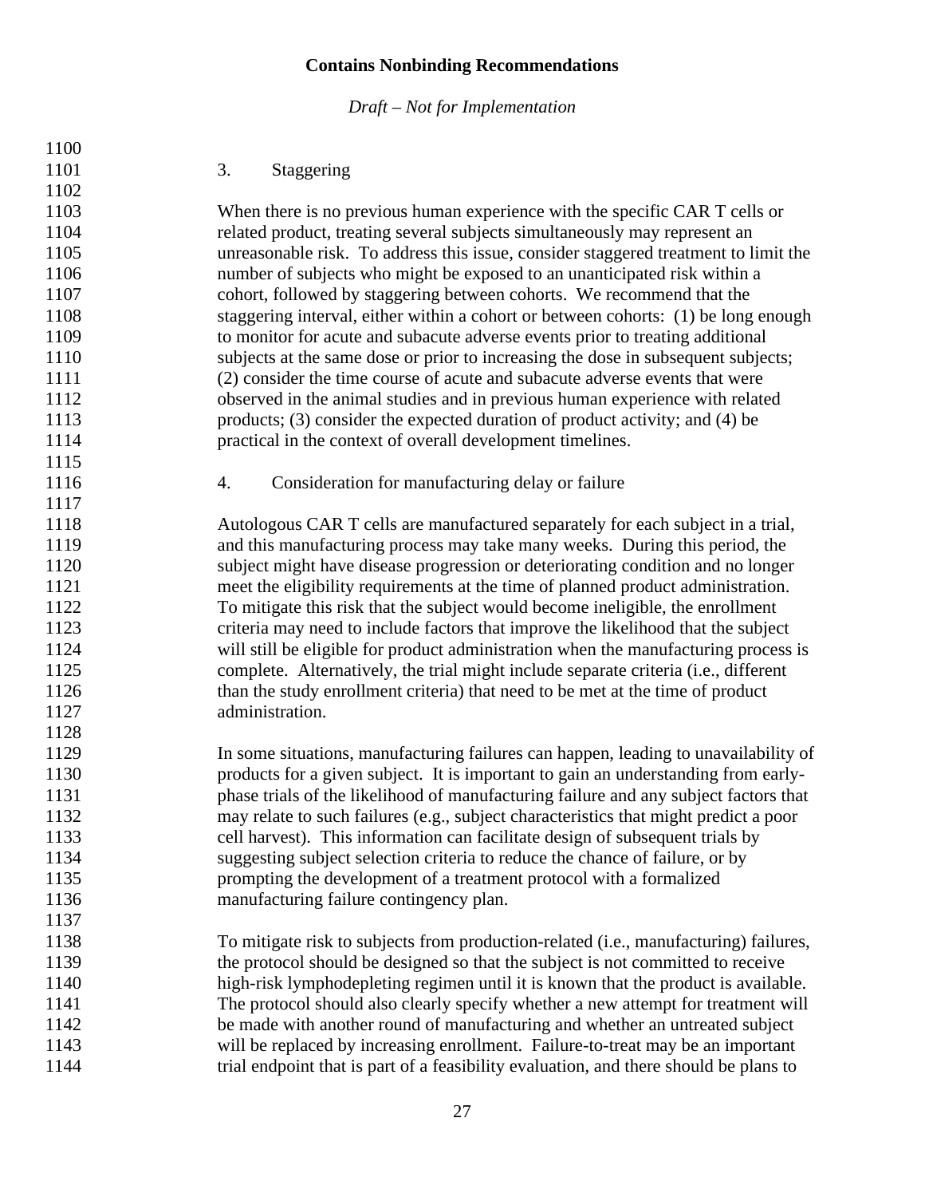#### 3. Staggering

When there is no previous human experience with the specific CAR T cells or related product, treating several subjects simultaneously may represent an unreasonable risk. To address this issue, consider staggered treatment to limit the number of subjects who might be exposed to an unanticipated risk within a cohort, followed by staggering between cohorts. We recommend that the staggering interval, either within a cohort or between cohorts: (1) be long enough to monitor for acute and subacute adverse events prior to treating additional subjects at the same dose or prior to increasing the dose in subsequent subjects; (2) consider the time course of acute and subacute adverse events that were observed in the animal studies and in previous human experience with related products; (3) consider the expected duration of product activity; and (4) be practical in the context of overall development timelines.

#### 4. Consideration for manufacturing delay or failure

Autologous CAR T cells are manufactured separately for each subject in a trial, and this manufacturing process may take many weeks. During this period, the subject might have disease progression or deteriorating condition and no longer meet the eligibility requirements at the time of planned product administration. To mitigate this risk that the subject would become ineligible, the enrollment criteria may need to include factors that improve the likelihood that the subject will still be eligible for product administration when the manufacturing process is complete. Alternatively, the trial might include separate criteria (i.e., different than the study enrollment criteria) that need to be met at the time of product administration.

In some situations, manufacturing failures can happen, leading to unavailability of products for a given subject. It is important to gain an understanding from early-phase trials of the likelihood of manufacturing failure and any subject factors that may relate to such failures (e.g., subject characteristics that might predict a poor cell harvest). This information can facilitate design of subsequent trials by suggesting subject selection criteria to reduce the chance of failure, or by prompting the development of a treatment protocol with a formalized manufacturing failure contingency plan.

To mitigate risk to subjects from production-related (i.e., manufacturing) failures, the protocol should be designed so that the subject is not committed to receive high-risk lymphodepleting regimen until it is known that the product is available. The protocol should also clearly specify whether a new attempt for treatment will be made with another round of manufacturing and whether an untreated subject will be replaced by increasing enrollment. Failure-to-treat may be an important trial endpoint that is part of a feasibility evaluation, and there should be plans to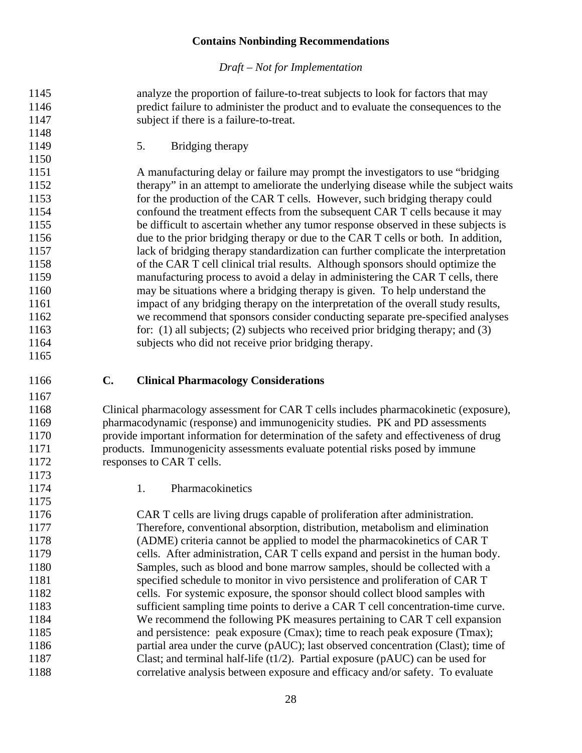analyze the proportion of failure-to-treat subjects to look for factors that may predict failure to administer the product and to evaluate the consequences to the subject if there is a failure-to-treat.

#### 5. Bridging therapy

A manufacturing delay or failure may prompt the investigators to use "bridging therapy" in an attempt to ameliorate the underlying disease while the subject waits for the production of the CAR T cells. However, such bridging therapy could confound the treatment effects from the subsequent CAR T cells because it may be difficult to ascertain whether any tumor response observed in these subjects is due to the prior bridging therapy or due to the CAR T cells or both. In addition, lack of bridging therapy standardization can further complicate the interpretation of the CAR T cell clinical trial results. Although sponsors should optimize the manufacturing process to avoid a delay in administering the CAR T cells, there may be situations where a bridging therapy is given. To help understand the impact of any bridging therapy on the interpretation of the overall study results, we recommend that sponsors consider conducting separate pre-specified analyses for: (1) all subjects; (2) subjects who received prior bridging therapy; and (3) subjects who did not receive prior bridging therapy.

### C. Clinical Pharmacology Considerations

Clinical pharmacology assessment for CAR T cells includes pharmacokinetic (exposure), pharmacodynamic (response) and immunogenicity studies. PK and PD assessments provide important information for determination of the safety and effectiveness of drug products. Immunogenicity assessments evaluate potential risks posed by immune responses to CAR T cells.

#### 1. Pharmacokinetics

CAR T cells are living drugs capable of proliferation after administration. Therefore, conventional absorption, distribution, metabolism and elimination (ADME) criteria cannot be applied to model the pharmacokinetics of CAR T cells. After administration, CAR T cells expand and persist in the human body. Samples, such as blood and bone marrow samples, should be collected with a specified schedule to monitor in vivo persistence and proliferation of CAR T cells. For systemic exposure, the sponsor should collect blood samples with sufficient sampling time points to derive a CAR T cell concentration-time curve. We recommend the following PK measures pertaining to CAR T cell expansion and persistence: peak exposure (Cmax); time to reach peak exposure (Tmax); partial area under the curve (pAUC); last observed concentration (Clast); time of Clast; and terminal half-life (t1/2). Partial exposure (pAUC) can be used for correlative analysis between exposure and efficacy and/or safety. To evaluate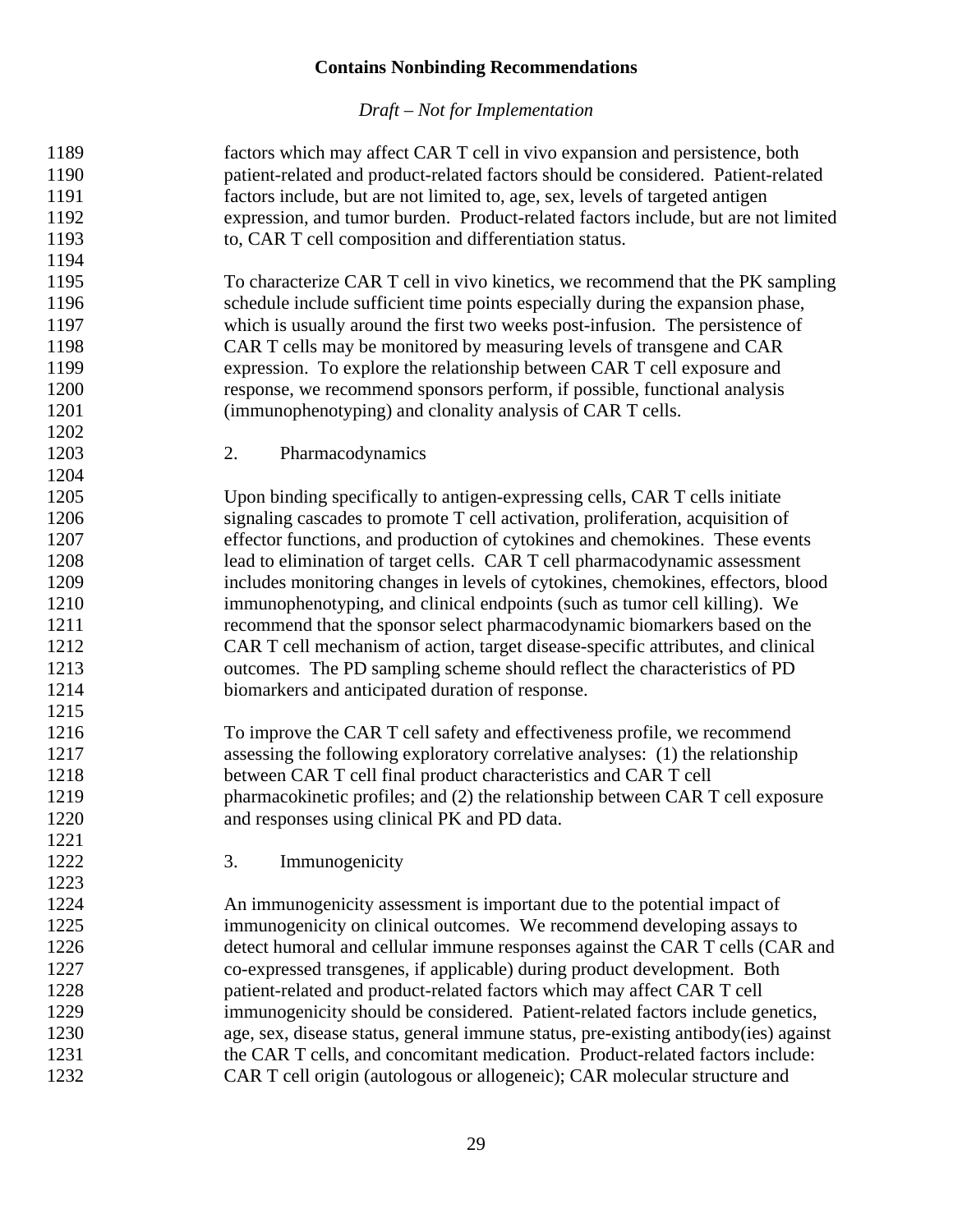factors which may affect CAR T cell in vivo expansion and persistence, both patient-related and product-related factors should be considered. Patient-related factors include, but are not limited to, age, sex, levels of targeted antigen expression, and tumor burden. Product-related factors include, but are not limited to, CAR T cell composition and differentiation status.

To characterize CAR T cell in vivo kinetics, we recommend that the PK sampling schedule include sufficient time points especially during the expansion phase, which is usually around the first two weeks post-infusion. The persistence of CAR T cells may be monitored by measuring levels of transgene and CAR expression. To explore the relationship between CAR T cell exposure and response, we recommend sponsors perform, if possible, functional analysis (immunophenotyping) and clonality analysis of CAR T cells.

2. Pharmacodynamics

Upon binding specifically to antigen-expressing cells, CAR T cells initiate signaling cascades to promote T cell activation, proliferation, acquisition of effector functions, and production of cytokines and chemokines. These events lead to elimination of target cells. CAR T cell pharmacodynamic assessment includes monitoring changes in levels of cytokines, chemokines, effectors, blood immunophenotyping, and clinical endpoints (such as tumor cell killing). We recommend that the sponsor select pharmacodynamic biomarkers based on the CAR T cell mechanism of action, target disease-specific attributes, and clinical outcomes. The PD sampling scheme should reflect the characteristics of PD biomarkers and anticipated duration of response.

To improve the CAR T cell safety and effectiveness profile, we recommend assessing the following exploratory correlative analyses: (1) the relationship between CAR T cell final product characteristics and CAR T cell pharmacokinetic profiles; and (2) the relationship between CAR T cell exposure and responses using clinical PK and PD data.

3. Immunogenicity

An immunogenicity assessment is important due to the potential impact of immunogenicity on clinical outcomes. We recommend developing assays to detect humoral and cellular immune responses against the CAR T cells (CAR and co-expressed transgenes, if applicable) during product development. Both patient-related and product-related factors which may affect CAR T cell immunogenicity should be considered. Patient-related factors include genetics, age, sex, disease status, general immune status, pre-existing antibody(ies) against the CAR T cells, and concomitant medication. Product-related factors include: CAR T cell origin (autologous or allogeneic); CAR molecular structure and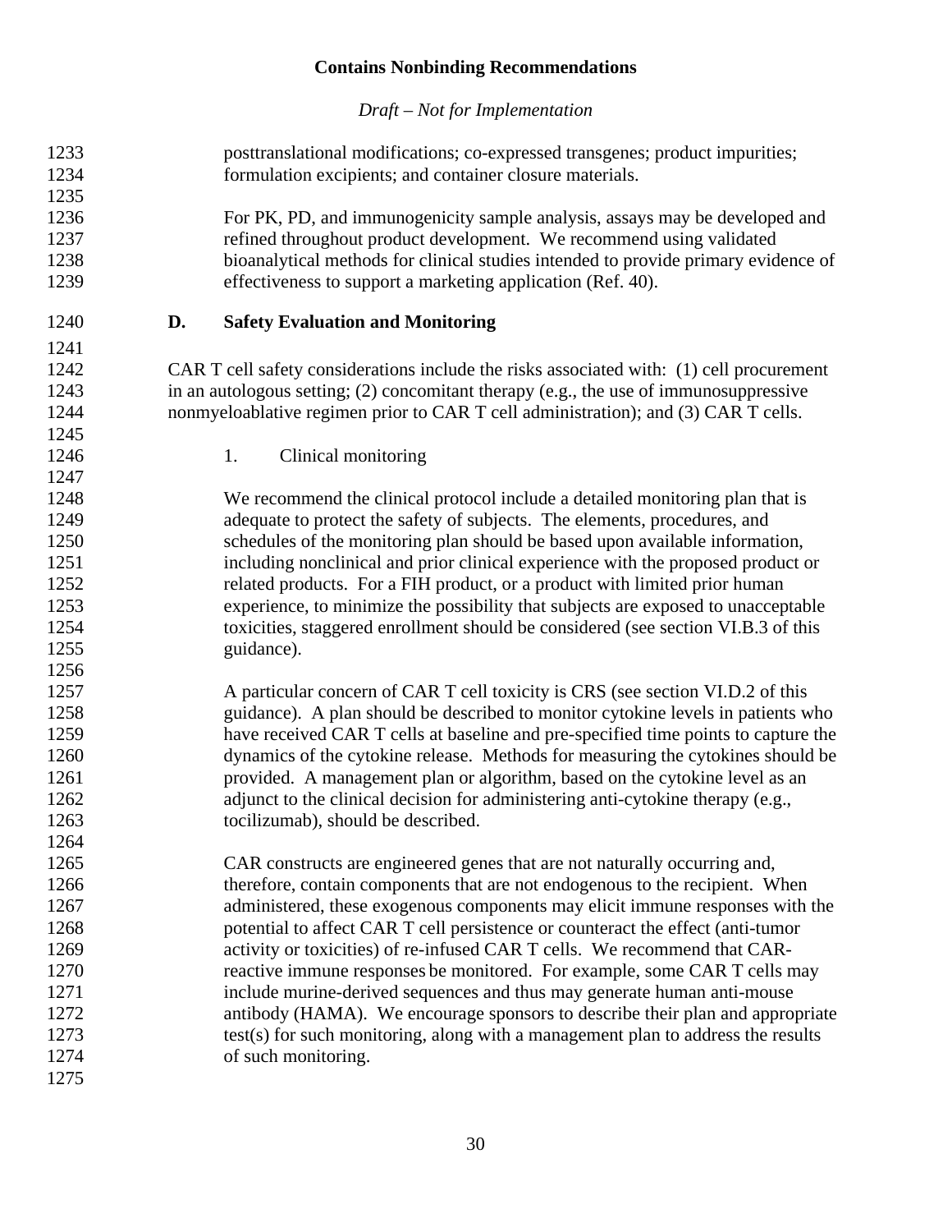posttranslational modifications; co-expressed transgenes; product impurities; formulation excipients; and container closure materials.

For PK, PD, and immunogenicity sample analysis, assays may be developed and refined throughout product development. We recommend using validated bioanalytical methods for clinical studies intended to provide primary evidence of effectiveness to support a marketing application (Ref. 40).

## D. Safety Evaluation and Monitoring

CAR T cell safety considerations include the risks associated with: (1) cell procurement in an autologous setting; (2) concomitant therapy (e.g., the use of immunosuppressive nonmyeloablative regimen prior to CAR T cell administration); and (3) CAR T cells.

### 1. Clinical monitoring

We recommend the clinical protocol include a detailed monitoring plan that is adequate to protect the safety of subjects. The elements, procedures, and schedules of the monitoring plan should be based upon available information, including nonclinical and prior clinical experience with the proposed product or related products. For a FIH product, or a product with limited prior human experience, to minimize the possibility that subjects are exposed to unacceptable toxicities, staggered enrollment should be considered (see section VI.B.3 of this guidance).

A particular concern of CAR T cell toxicity is CRS (see section VI.D.2 of this guidance). A plan should be described to monitor cytokine levels in patients who have received CAR T cells at baseline and pre-specified time points to capture the dynamics of the cytokine release. Methods for measuring the cytokines should be provided. A management plan or algorithm, based on the cytokine level as an adjunct to the clinical decision for administering anti-cytokine therapy (e.g., tocilizumab), should be described.

CAR constructs are engineered genes that are not naturally occurring and, therefore, contain components that are not endogenous to the recipient. When administered, these exogenous components may elicit immune responses with the potential to affect CAR T cell persistence or counteract the effect (anti-tumor activity or toxicities) of re-infused CAR T cells. We recommend that CAR-reactive immune responses be monitored. For example, some CAR T cells may include murine-derived sequences and thus may generate human anti-mouse antibody (HAMA). We encourage sponsors to describe their plan and appropriate test(s) for such monitoring, along with a management plan to address the results of such monitoring.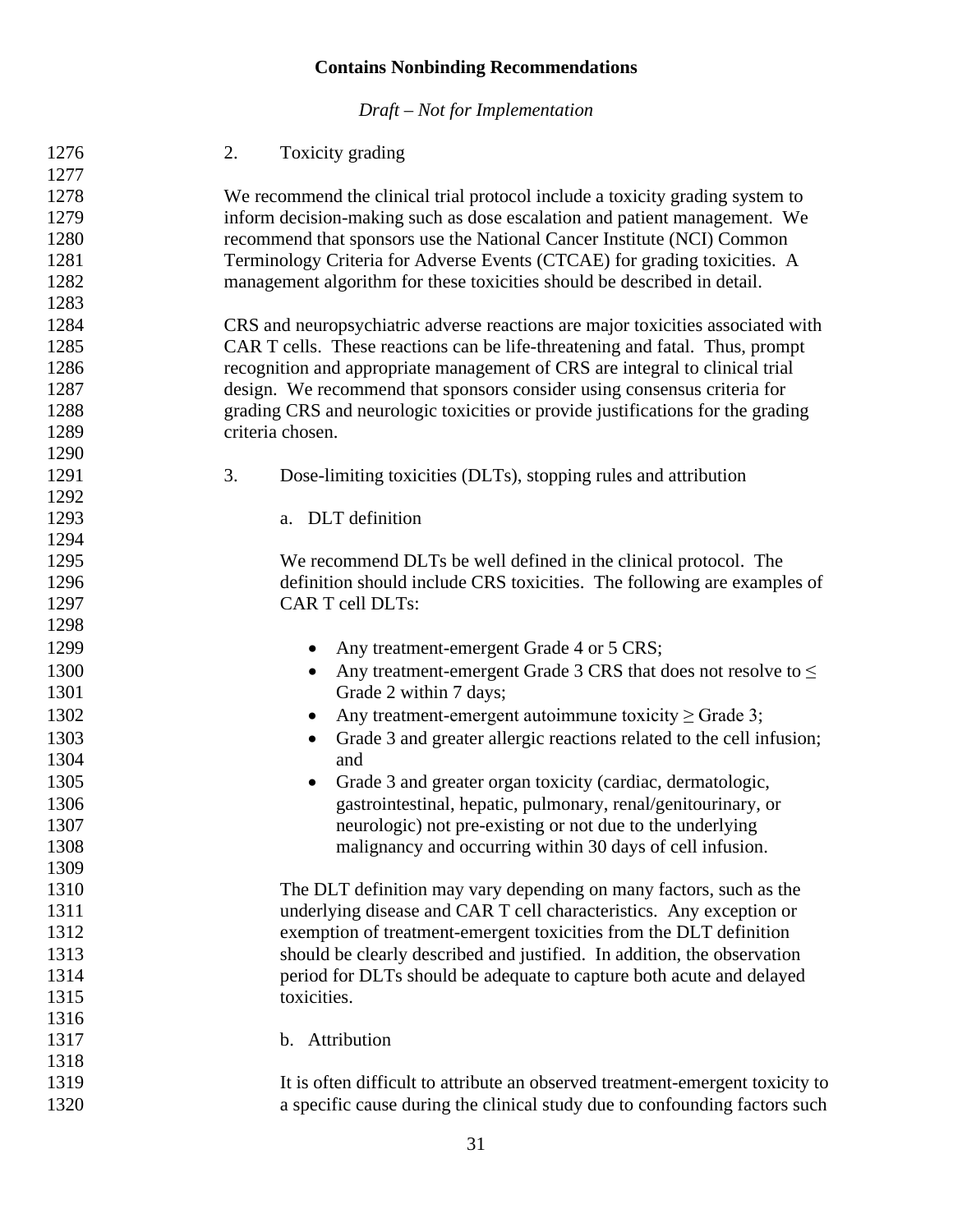#### 2. Toxicity grading

We recommend the clinical trial protocol include a toxicity grading system to inform decision-making such as dose escalation and patient management. We recommend that sponsors use the National Cancer Institute (NCI) Common Terminology Criteria for Adverse Events (CTCAE) for grading toxicities. A management algorithm for these toxicities should be described in detail.

CRS and neuropsychiatric adverse reactions are major toxicities associated with CAR T cells. These reactions can be life-threatening and fatal. Thus, prompt recognition and appropriate management of CRS are integral to clinical trial design. We recommend that sponsors consider using consensus criteria for grading CRS and neurologic toxicities or provide justifications for the grading criteria chosen.

#### 3. Dose-limiting toxicities (DLTs), stopping rules and attribution

##### a. DLT definition

We recommend DLTs be well defined in the clinical protocol. The definition should include CRS toxicities. The following are examples of CAR T cell DLTs:

- Any treatment-emergent Grade 4 or 5 CRS;
- Any treatment-emergent Grade 3 CRS that does not resolve to ≤ Grade 2 within 7 days;
- Any treatment-emergent autoimmune toxicity ≥ Grade 3;
- Grade 3 and greater allergic reactions related to the cell infusion; and
- Grade 3 and greater organ toxicity (cardiac, dermatologic, gastrointestinal, hepatic, pulmonary, renal/genitourinary, or neurologic) not pre-existing or not due to the underlying malignancy and occurring within 30 days of cell infusion.

The DLT definition may vary depending on many factors, such as the underlying disease and CAR T cell characteristics. Any exception or exemption of treatment-emergent toxicities from the DLT definition should be clearly described and justified. In addition, the observation period for DLTs should be adequate to capture both acute and delayed toxicities.

##### b. Attribution

It is often difficult to attribute an observed treatment-emergent toxicity to a specific cause during the clinical study due to confounding factors such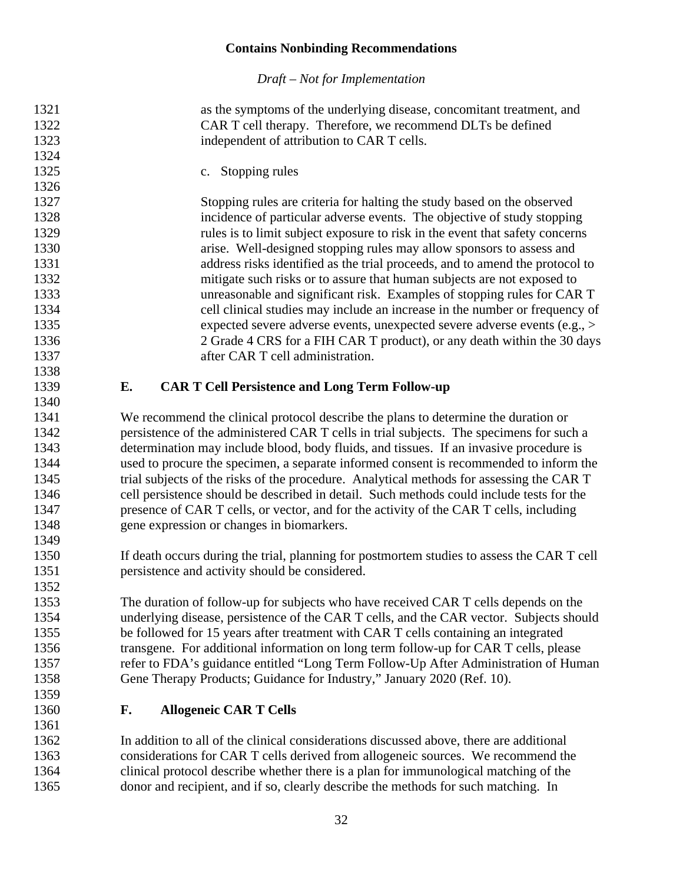as the symptoms of the underlying disease, concomitant treatment, and CAR T cell therapy. Therefore, we recommend DLTs be defined independent of attribution to CAR T cells.

c. Stopping rules

Stopping rules are criteria for halting the study based on the observed incidence of particular adverse events. The objective of study stopping rules is to limit subject exposure to risk in the event that safety concerns arise. Well-designed stopping rules may allow sponsors to assess and address risks identified as the trial proceeds, and to amend the protocol to mitigate such risks or to assure that human subjects are not exposed to unreasonable and significant risk. Examples of stopping rules for CAR T cell clinical studies may include an increase in the number or frequency of expected severe adverse events, unexpected severe adverse events (e.g., > 2 Grade 4 CRS for a FIH CAR T product), or any death within the 30 days after CAR T cell administration.

## E. CAR T Cell Persistence and Long Term Follow-up

We recommend the clinical protocol describe the plans to determine the duration or persistence of the administered CAR T cells in trial subjects. The specimens for such a determination may include blood, body fluids, and tissues. If an invasive procedure is used to procure the specimen, a separate informed consent is recommended to inform the trial subjects of the risks of the procedure. Analytical methods for assessing the CAR T cell persistence should be described in detail. Such methods could include tests for the presence of CAR T cells, or vector, and for the activity of the CAR T cells, including gene expression or changes in biomarkers.

If death occurs during the trial, planning for postmortem studies to assess the CAR T cell persistence and activity should be considered.

The duration of follow-up for subjects who have received CAR T cells depends on the underlying disease, persistence of the CAR T cells, and the CAR vector. Subjects should be followed for 15 years after treatment with CAR T cells containing an integrated transgene. For additional information on long term follow-up for CAR T cells, please refer to FDA's guidance entitled "Long Term Follow-Up After Administration of Human Gene Therapy Products; Guidance for Industry," January 2020 (Ref. 10).

## F. Allogeneic CAR T Cells

In addition to all of the clinical considerations discussed above, there are additional considerations for CAR T cells derived from allogeneic sources. We recommend the clinical protocol describe whether there is a plan for immunological matching of the donor and recipient, and if so, clearly describe the methods for such matching. In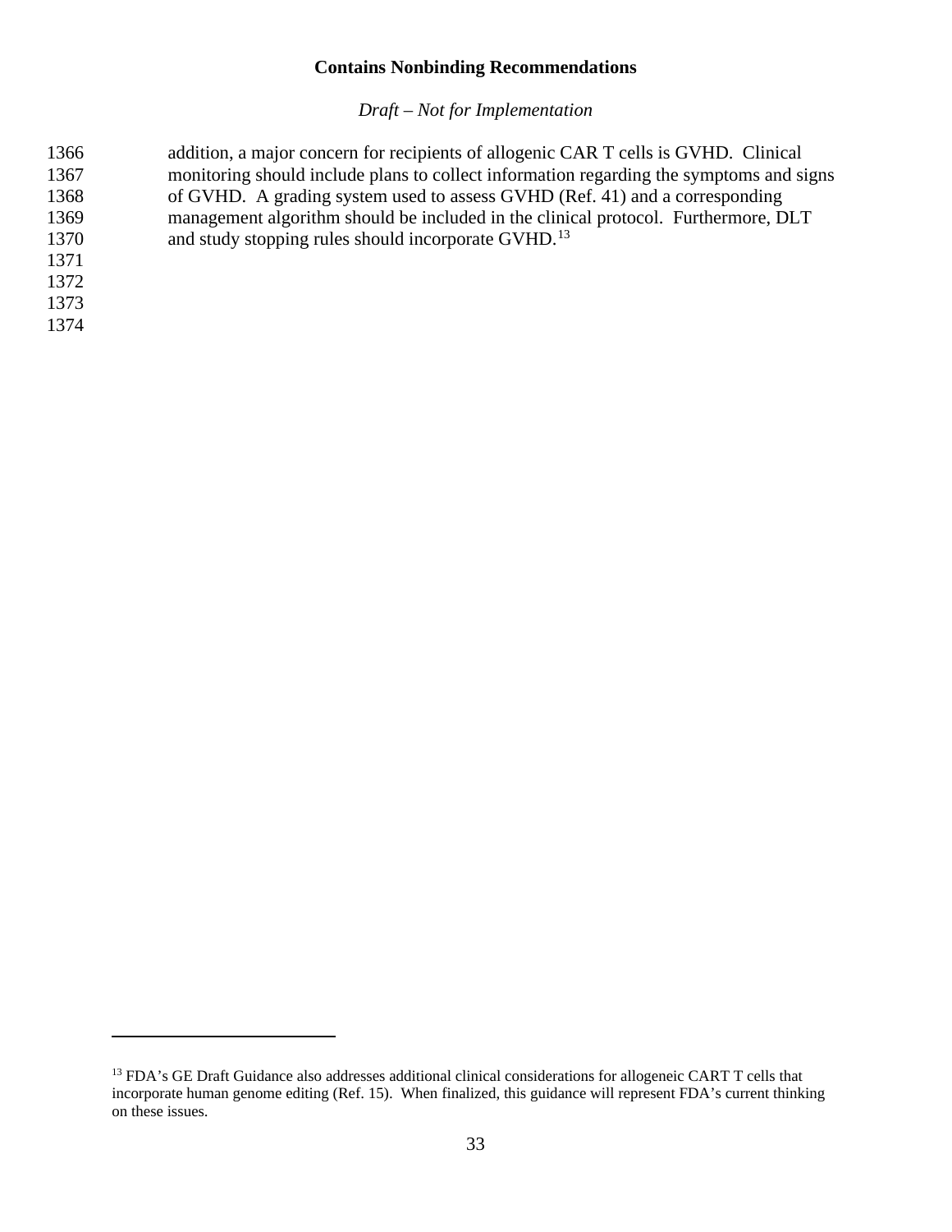addition, a major concern for recipients of allogenic CAR T cells is GVHD. Clinical monitoring should include plans to collect information regarding the symptoms and signs of GVHD. A grading system used to assess GVHD (Ref. 41) and a corresponding management algorithm should be included in the clinical protocol. Furthermore, DLT and study stopping rules should incorporate GVHD.[13]

---

[13] FDA's GE Draft Guidance also addresses additional clinical considerations for allogeneic CART T cells that incorporate human genome editing (Ref. 15). When finalized, this guidance will represent FDA's current thinking on these issues.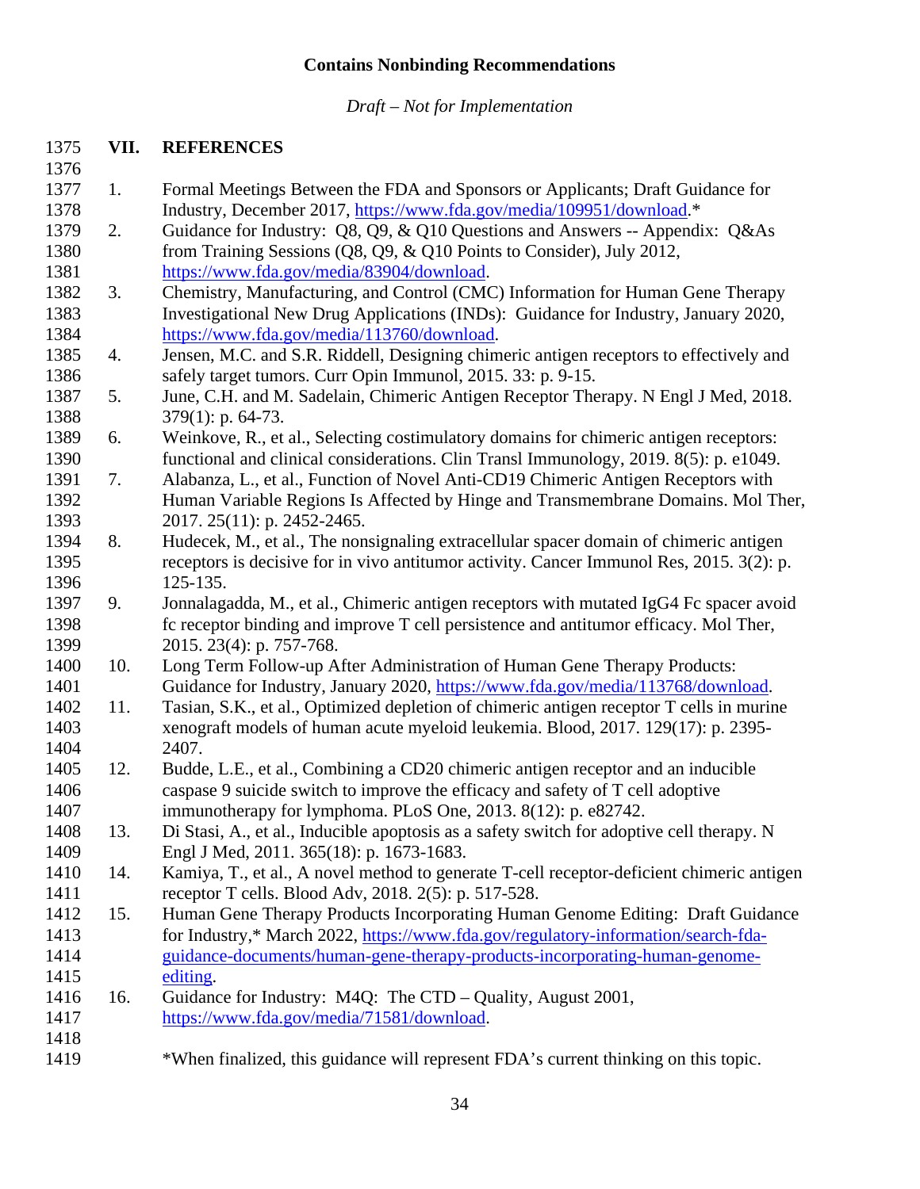## VII. REFERENCES

1. Formal Meetings Between the FDA and Sponsors or Applicants; Draft Guidance for Industry, December 2017, https://www.fda.gov/media/109951/download.*
2. Guidance for Industry: Q8, Q9, & Q10 Questions and Answers -- Appendix: Q&As from Training Sessions (Q8, Q9, & Q10 Points to Consider), July 2012, https://www.fda.gov/media/83904/download.
3. Chemistry, Manufacturing, and Control (CMC) Information for Human Gene Therapy Investigational New Drug Applications (INDs): Guidance for Industry, January 2020, https://www.fda.gov/media/113760/download.
4. Jensen, M.C. and S.R. Riddell, Designing chimeric antigen receptors to effectively and safely target tumors. Curr Opin Immunol, 2015. 33: p. 9-15.
5. June, C.H. and M. Sadelain, Chimeric Antigen Receptor Therapy. N Engl J Med, 2018. 379(1): p. 64-73.
6. Weinkove, R., et al., Selecting costimulatory domains for chimeric antigen receptors: functional and clinical considerations. Clin Transl Immunology, 2019. 8(5): p. e1049.
7. Alabanza, L., et al., Function of Novel Anti-CD19 Chimeric Antigen Receptors with Human Variable Regions Is Affected by Hinge and Transmembrane Domains. Mol Ther, 2017. 25(11): p. 2452-2465.
8. Hudecek, M., et al., The nonsignaling extracellular spacer domain of chimeric antigen receptors is decisive for in vivo antitumor activity. Cancer Immunol Res, 2015. 3(2): p. 125-135.
9. Jonnalagadda, M., et al., Chimeric antigen receptors with mutated IgG4 Fc spacer avoid fc receptor binding and improve T cell persistence and antitumor efficacy. Mol Ther, 2015. 23(4): p. 757-768.
10. Long Term Follow-up After Administration of Human Gene Therapy Products: Guidance for Industry, January 2020, https://www.fda.gov/media/113768/download.
11. Tasian, S.K., et al., Optimized depletion of chimeric antigen receptor T cells in murine xenograft models of human acute myeloid leukemia. Blood, 2017. 129(17): p. 2395-2407.
12. Budde, L.E., et al., Combining a CD20 chimeric antigen receptor and an inducible caspase 9 suicide switch to improve the efficacy and safety of T cell adoptive immunotherapy for lymphoma. PLoS One, 2013. 8(12): p. e82742.
13. Di Stasi, A., et al., Inducible apoptosis as a safety switch for adoptive cell therapy. N Engl J Med, 2011. 365(18): p. 1673-1683.
14. Kamiya, T., et al., A novel method to generate T-cell receptor-deficient chimeric antigen receptor T cells. Blood Adv, 2018. 2(5): p. 517-528.
15. Human Gene Therapy Products Incorporating Human Genome Editing: Draft Guidance for Industry,* March 2022, https://www.fda.gov/regulatory-information/search-fda-guidance-documents/human-gene-therapy-products-incorporating-human-genome-editing.
16. Guidance for Industry: M4Q: The CTD – Quality, August 2001, https://www.fda.gov/media/71581/download.

*When finalized, this guidance will represent FDA's current thinking on this topic.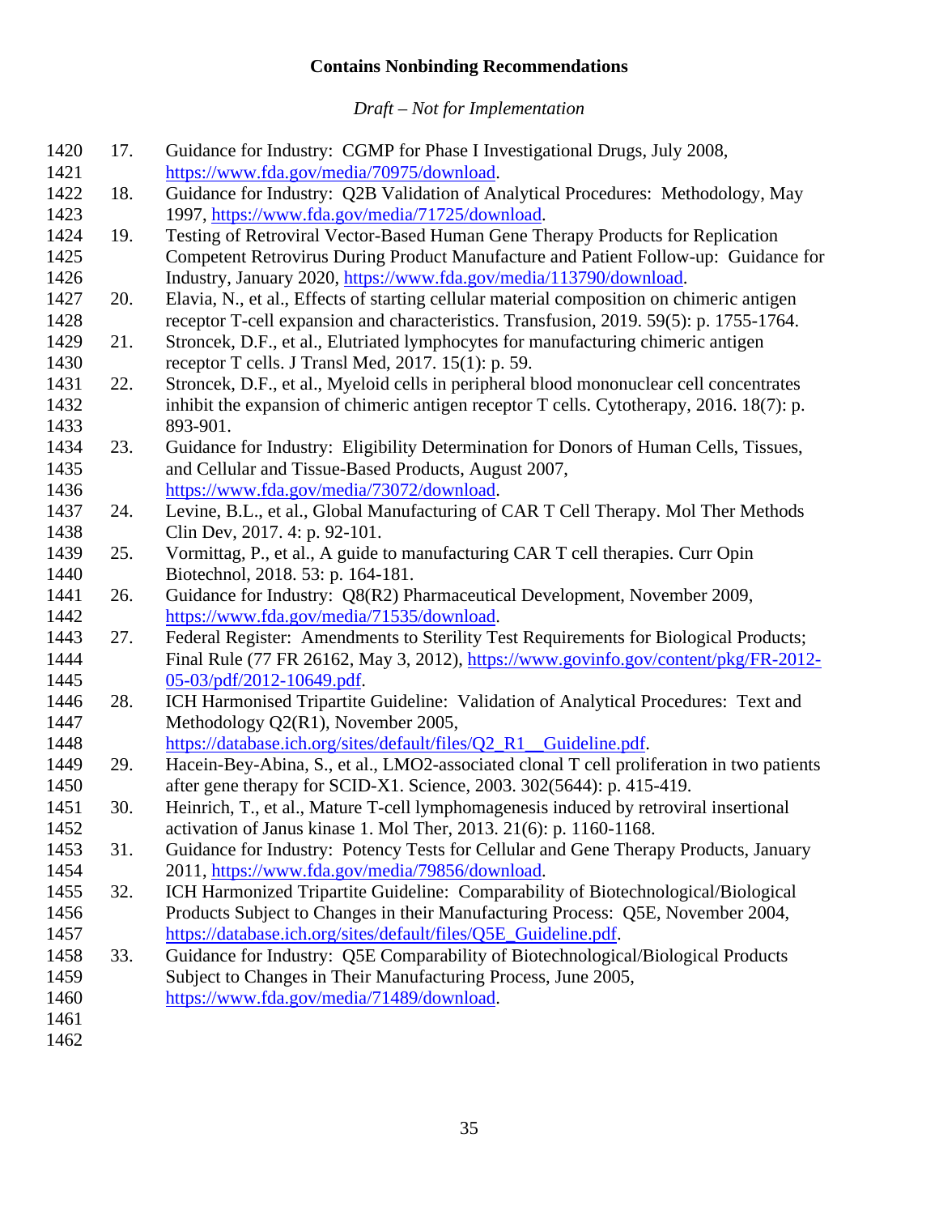17. Guidance for Industry: CGMP for Phase I Investigational Drugs, July 2008, https://www.fda.gov/media/70975/download.
18. Guidance for Industry: Q2B Validation of Analytical Procedures: Methodology, May 1997, https://www.fda.gov/media/71725/download.
19. Testing of Retroviral Vector-Based Human Gene Therapy Products for Replication Competent Retrovirus During Product Manufacture and Patient Follow-up: Guidance for Industry, January 2020, https://www.fda.gov/media/113790/download.
20. Elavia, N., et al., Effects of starting cellular material composition on chimeric antigen receptor T-cell expansion and characteristics. Transfusion, 2019. 59(5): p. 1755-1764.
21. Stroncek, D.F., et al., Elutriated lymphocytes for manufacturing chimeric antigen receptor T cells. J Transl Med, 2017. 15(1): p. 59.
22. Stroncek, D.F., et al., Myeloid cells in peripheral blood mononuclear cell concentrates inhibit the expansion of chimeric antigen receptor T cells. Cytotherapy, 2016. 18(7): p. 893-901.
23. Guidance for Industry: Eligibility Determination for Donors of Human Cells, Tissues, and Cellular and Tissue-Based Products, August 2007, https://www.fda.gov/media/73072/download.
24. Levine, B.L., et al., Global Manufacturing of CAR T Cell Therapy. Mol Ther Methods Clin Dev, 2017. 4: p. 92-101.
25. Vormittag, P., et al., A guide to manufacturing CAR T cell therapies. Curr Opin Biotechnol, 2018. 53: p. 164-181.
26. Guidance for Industry: Q8(R2) Pharmaceutical Development, November 2009, https://www.fda.gov/media/71535/download.
27. Federal Register: Amendments to Sterility Test Requirements for Biological Products; Final Rule (77 FR 26162, May 3, 2012), https://www.govinfo.gov/content/pkg/FR-2012-05-03/pdf/2012-10649.pdf.
28. ICH Harmonised Tripartite Guideline: Validation of Analytical Procedures: Text and Methodology Q2(R1), November 2005, https://database.ich.org/sites/default/files/Q2_R1__Guideline.pdf.
29. Hacein-Bey-Abina, S., et al., LMO2-associated clonal T cell proliferation in two patients after gene therapy for SCID-X1. Science, 2003. 302(5644): p. 415-419.
30. Heinrich, T., et al., Mature T-cell lymphomagenesis induced by retroviral insertional activation of Janus kinase 1. Mol Ther, 2013. 21(6): p. 1160-1168.
31. Guidance for Industry: Potency Tests for Cellular and Gene Therapy Products, January 2011, https://www.fda.gov/media/79856/download.
32. ICH Harmonized Tripartite Guideline: Comparability of Biotechnological/Biological Products Subject to Changes in their Manufacturing Process: Q5E, November 2004, https://database.ich.org/sites/default/files/Q5E_Guideline.pdf.
33. Guidance for Industry: Q5E Comparability of Biotechnological/Biological Products Subject to Changes in Their Manufacturing Process, June 2005, https://www.fda.gov/media/71489/download.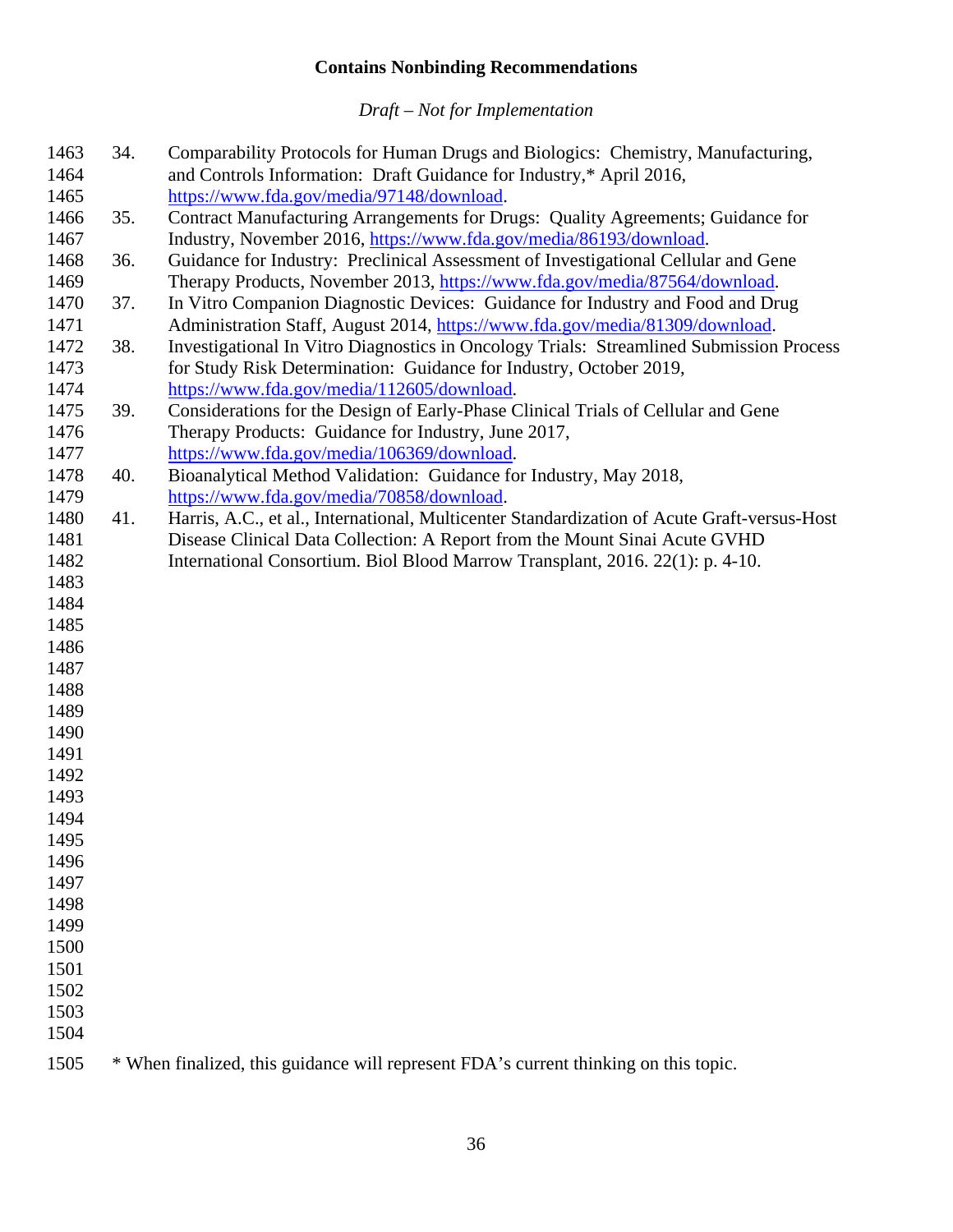34. Comparability Protocols for Human Drugs and Biologics: Chemistry, Manufacturing, and Controls Information: Draft Guidance for Industry,* April 2016, https://www.fda.gov/media/97148/download.
35. Contract Manufacturing Arrangements for Drugs: Quality Agreements; Guidance for Industry, November 2016, https://www.fda.gov/media/86193/download.
36. Guidance for Industry: Preclinical Assessment of Investigational Cellular and Gene Therapy Products, November 2013, https://www.fda.gov/media/87564/download.
37. In Vitro Companion Diagnostic Devices: Guidance for Industry and Food and Drug Administration Staff, August 2014, https://www.fda.gov/media/81309/download.
38. Investigational In Vitro Diagnostics in Oncology Trials: Streamlined Submission Process for Study Risk Determination: Guidance for Industry, October 2019, https://www.fda.gov/media/112605/download.
39. Considerations for the Design of Early-Phase Clinical Trials of Cellular and Gene Therapy Products: Guidance for Industry, June 2017, https://www.fda.gov/media/106369/download.
40. Bioanalytical Method Validation: Guidance for Industry, May 2018, https://www.fda.gov/media/70858/download.
41. Harris, A.C., et al., International, Multicenter Standardization of Acute Graft-versus-Host Disease Clinical Data Collection: A Report from the Mount Sinai Acute GVHD International Consortium. Biol Blood Marrow Transplant, 2016. 22(1): p. 4-10.

* When finalized, this guidance will represent FDA's current thinking on this topic.